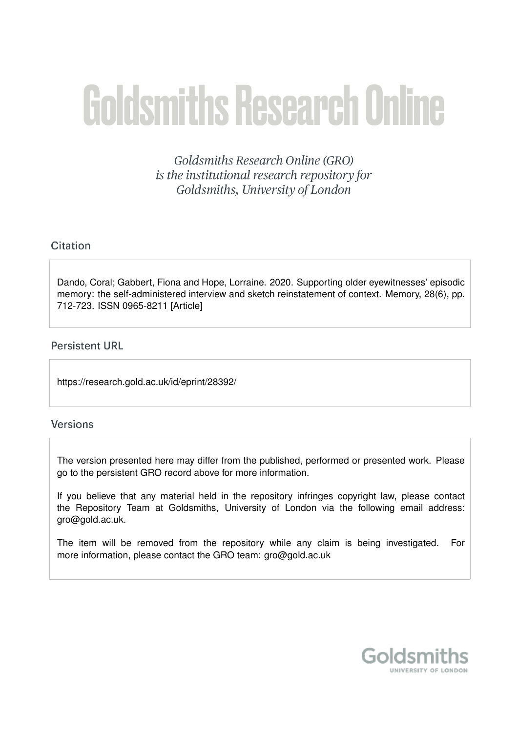# Goldsmiths Research Online

*Goldsmiths Research Online (GRO) is the institutional research repository for Goldsmiths, University of London*

## Citation

Dando, Coral; Gabbert, Fiona and Hope, Lorraine. 2020. Supporting older eyewitnesses' episodic memory: the self-administered interview and sketch reinstatement of context. Memory, 28(6), pp. 712-723. ISSN 0965-8211 [Article]

## Persistent URL

https://research.gold.ac.uk/id/eprint/28392/

## Versions

The version presented here may differ from the published, performed or presented work. Please go to the persistent GRO record above for more information.

If you believe that any material held in the repository infringes copyright law, please contact the Repository Team at Goldsmiths, University of London via the following email address: gro@gold.ac.uk.

The item will be removed from the repository while any claim is being investigated. For more information, please contact the GRO team: gro@gold.ac.uk

Goldsmiths
UNIVERSITY OF LONDON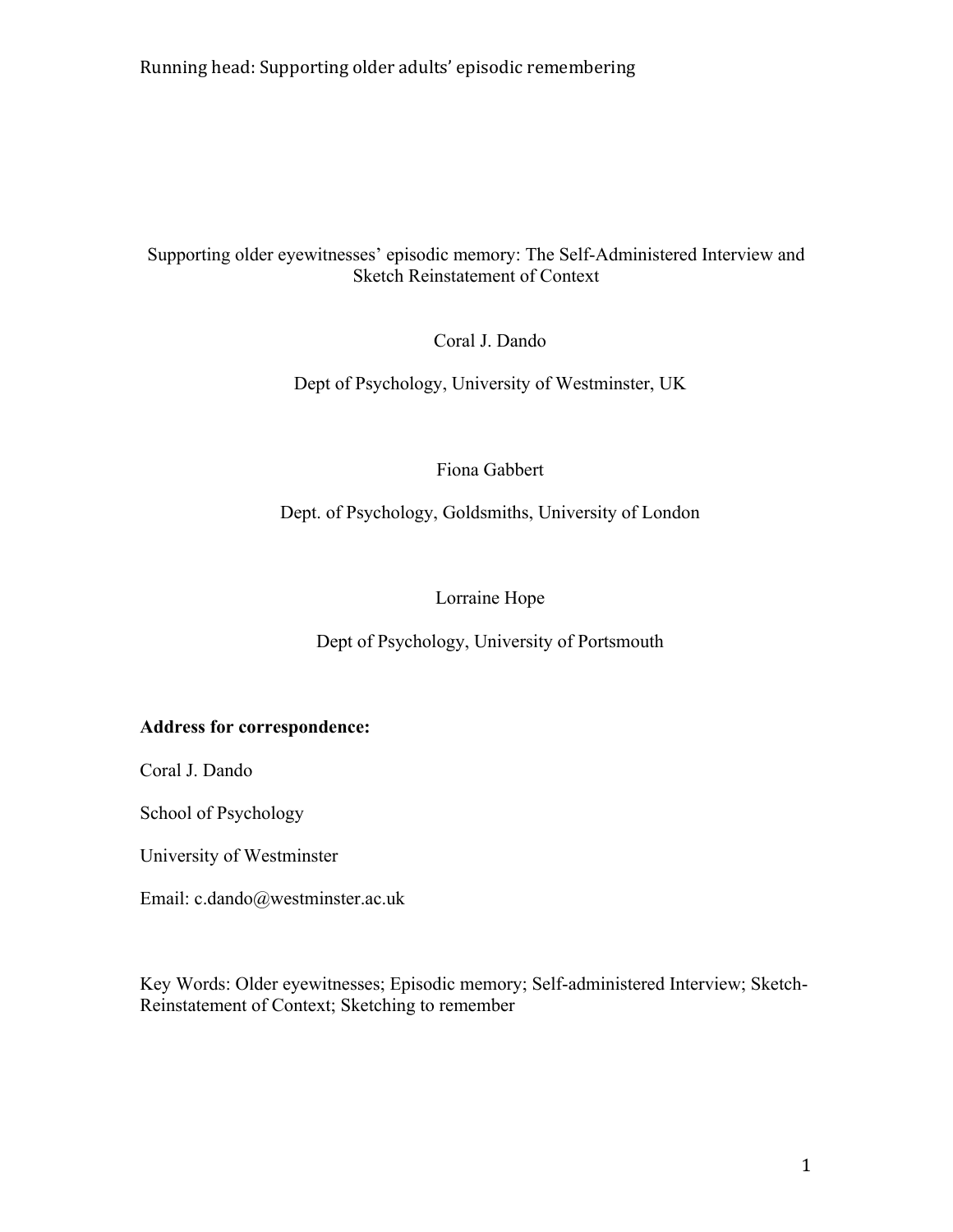Supporting older eyewitnesses' episodic memory: The Self-Administered Interview and Sketch Reinstatement of Context

Coral J. Dando

Dept of Psychology, University of Westminster, UK

Fiona Gabbert

Dept. of Psychology, Goldsmiths, University of London

Lorraine Hope

Dept of Psychology, University of Portsmouth

**Address for correspondence:**

Coral J. Dando

School of Psychology

University of Westminster

Email: c.dando@westminster.ac.uk

Key Words: Older eyewitnesses; Episodic memory; Self-administered Interview; Sketch-Reinstatement of Context; Sketching to remember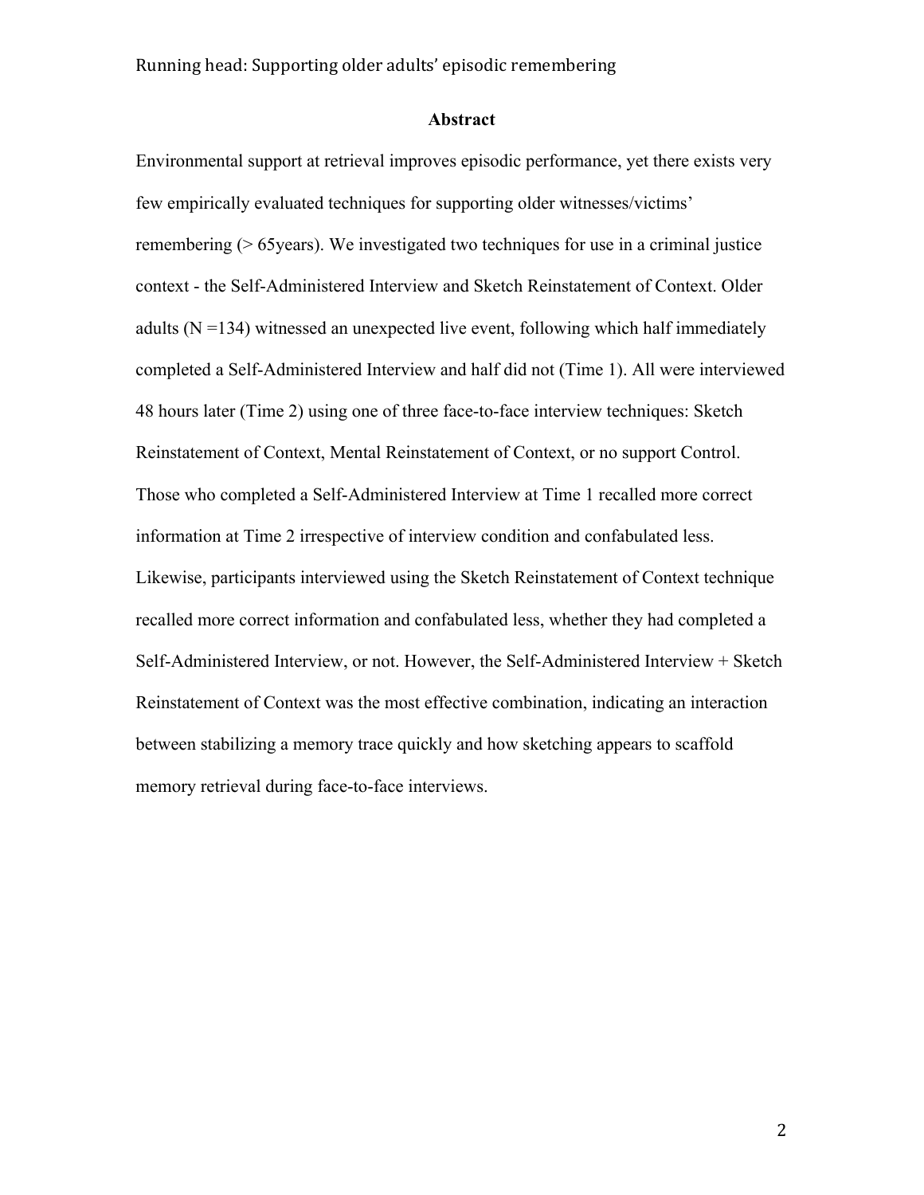## Abstract

Environmental support at retrieval improves episodic performance, yet there exists very few empirically evaluated techniques for supporting older witnesses/victims' remembering (> 65years). We investigated two techniques for use in a criminal justice context - the Self-Administered Interview and Sketch Reinstatement of Context. Older adults (N =134) witnessed an unexpected live event, following which half immediately completed a Self-Administered Interview and half did not (Time 1). All were interviewed 48 hours later (Time 2) using one of three face-to-face interview techniques: Sketch Reinstatement of Context, Mental Reinstatement of Context, or no support Control. Those who completed a Self-Administered Interview at Time 1 recalled more correct information at Time 2 irrespective of interview condition and confabulated less. Likewise, participants interviewed using the Sketch Reinstatement of Context technique recalled more correct information and confabulated less, whether they had completed a Self-Administered Interview, or not. However, the Self-Administered Interview + Sketch Reinstatement of Context was the most effective combination, indicating an interaction between stabilizing a memory trace quickly and how sketching appears to scaffold memory retrieval during face-to-face interviews.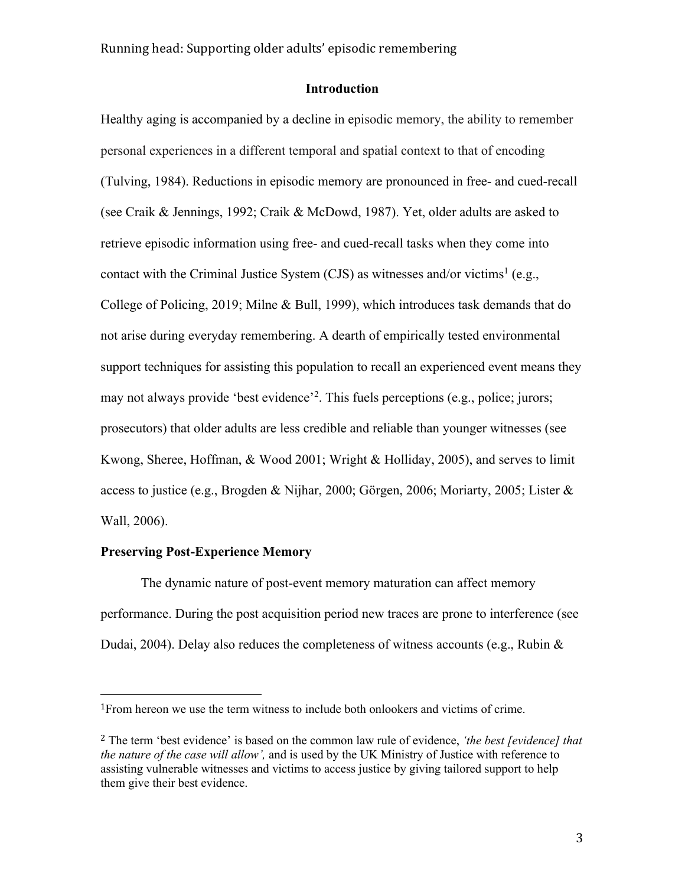## Introduction

Healthy aging is accompanied by a decline in episodic memory, the ability to remember personal experiences in a different temporal and spatial context to that of encoding (Tulving, 1984). Reductions in episodic memory are pronounced in free- and cued-recall (see Craik & Jennings, 1992; Craik & McDowd, 1987). Yet, older adults are asked to retrieve episodic information using free- and cued-recall tasks when they come into contact with the Criminal Justice System (CJS) as witnesses and/or victims[1] (e.g., College of Policing, 2019; Milne & Bull, 1999), which introduces task demands that do not arise during everyday remembering. A dearth of empirically tested environmental support techniques for assisting this population to recall an experienced event means they may not always provide 'best evidence'[2]. This fuels perceptions (e.g., police; jurors; prosecutors) that older adults are less credible and reliable than younger witnesses (see Kwong, Sheree, Hoffman, & Wood 2001; Wright & Holliday, 2005), and serves to limit access to justice (e.g., Brogden & Nijhar, 2000; Görgen, 2006; Moriarty, 2005; Lister & Wall, 2006).

### Preserving Post-Experience Memory

The dynamic nature of post-event memory maturation can affect memory performance. During the post acquisition period new traces are prone to interference (see Dudai, 2004). Delay also reduces the completeness of witness accounts (e.g., Rubin &

---

[1]From hereon we use the term witness to include both onlookers and victims of crime.

[2] The term 'best evidence' is based on the common law rule of evidence, *'the best [evidence] that the nature of the case will allow',* and is used by the UK Ministry of Justice with reference to assisting vulnerable witnesses and victims to access justice by giving tailored support to help them give their best evidence.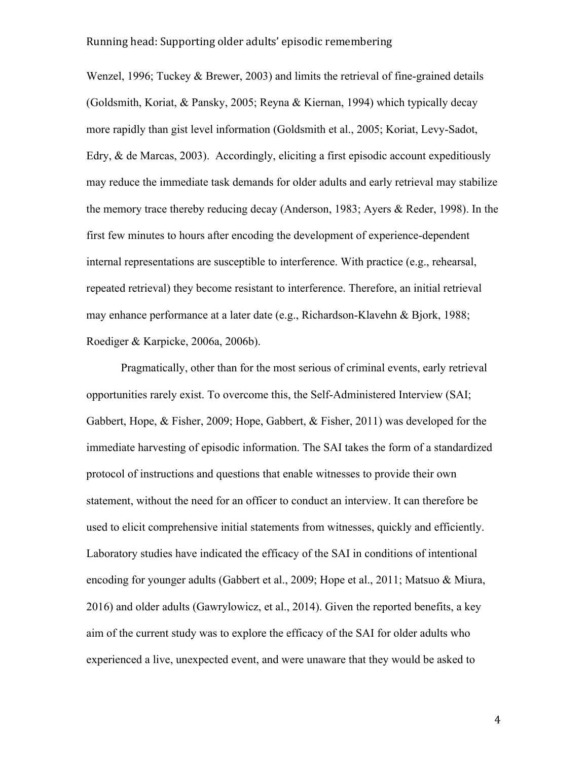Wenzel, 1996; Tuckey & Brewer, 2003) and limits the retrieval of fine-grained details (Goldsmith, Koriat, & Pansky, 2005; Reyna & Kiernan, 1994) which typically decay more rapidly than gist level information (Goldsmith et al., 2005; Koriat, Levy-Sadot, Edry, & de Marcas, 2003). Accordingly, eliciting a first episodic account expeditiously may reduce the immediate task demands for older adults and early retrieval may stabilize the memory trace thereby reducing decay (Anderson, 1983; Ayers & Reder, 1998). In the first few minutes to hours after encoding the development of experience-dependent internal representations are susceptible to interference. With practice (e.g., rehearsal, repeated retrieval) they become resistant to interference. Therefore, an initial retrieval may enhance performance at a later date (e.g., Richardson-Klavehn & Bjork, 1988; Roediger & Karpicke, 2006a, 2006b).

Pragmatically, other than for the most serious of criminal events, early retrieval opportunities rarely exist. To overcome this, the Self-Administered Interview (SAI; Gabbert, Hope, & Fisher, 2009; Hope, Gabbert, & Fisher, 2011) was developed for the immediate harvesting of episodic information. The SAI takes the form of a standardized protocol of instructions and questions that enable witnesses to provide their own statement, without the need for an officer to conduct an interview. It can therefore be used to elicit comprehensive initial statements from witnesses, quickly and efficiently. Laboratory studies have indicated the efficacy of the SAI in conditions of intentional encoding for younger adults (Gabbert et al., 2009; Hope et al., 2011; Matsuo & Miura, 2016) and older adults (Gawrylowicz, et al., 2014). Given the reported benefits, a key aim of the current study was to explore the efficacy of the SAI for older adults who experienced a live, unexpected event, and were unaware that they would be asked to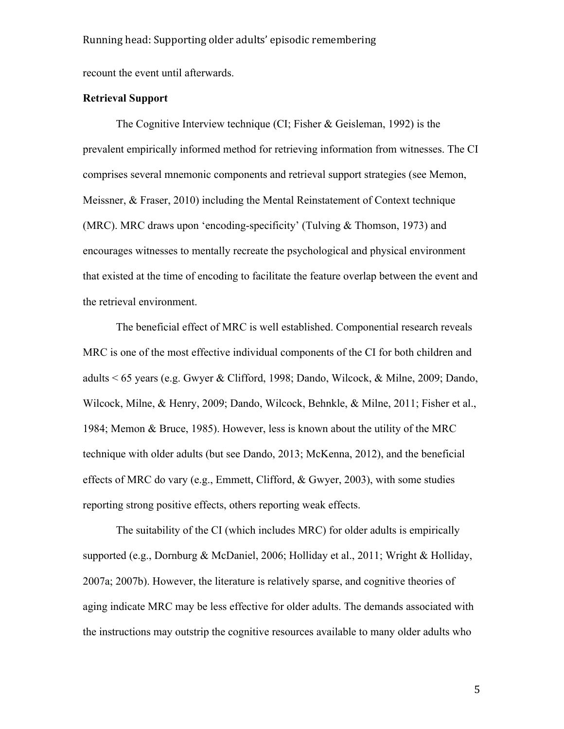recount the event until afterwards.

**Retrieval Support**

The Cognitive Interview technique (CI; Fisher & Geisleman, 1992) is the prevalent empirically informed method for retrieving information from witnesses. The CI comprises several mnemonic components and retrieval support strategies (see Memon, Meissner, & Fraser, 2010) including the Mental Reinstatement of Context technique (MRC). MRC draws upon 'encoding-specificity' (Tulving & Thomson, 1973) and encourages witnesses to mentally recreate the psychological and physical environment that existed at the time of encoding to facilitate the feature overlap between the event and the retrieval environment.

The beneficial effect of MRC is well established. Componential research reveals MRC is one of the most effective individual components of the CI for both children and adults < 65 years (e.g. Gwyer & Clifford, 1998; Dando, Wilcock, & Milne, 2009; Dando, Wilcock, Milne, & Henry, 2009; Dando, Wilcock, Behnkle, & Milne, 2011; Fisher et al., 1984; Memon & Bruce, 1985). However, less is known about the utility of the MRC technique with older adults (but see Dando, 2013; McKenna, 2012), and the beneficial effects of MRC do vary (e.g., Emmett, Clifford, & Gwyer, 2003), with some studies reporting strong positive effects, others reporting weak effects.

The suitability of the CI (which includes MRC) for older adults is empirically supported (e.g., Dornburg & McDaniel, 2006; Holliday et al., 2011; Wright & Holliday, 2007a; 2007b). However, the literature is relatively sparse, and cognitive theories of aging indicate MRC may be less effective for older adults. The demands associated with the instructions may outstrip the cognitive resources available to many older adults who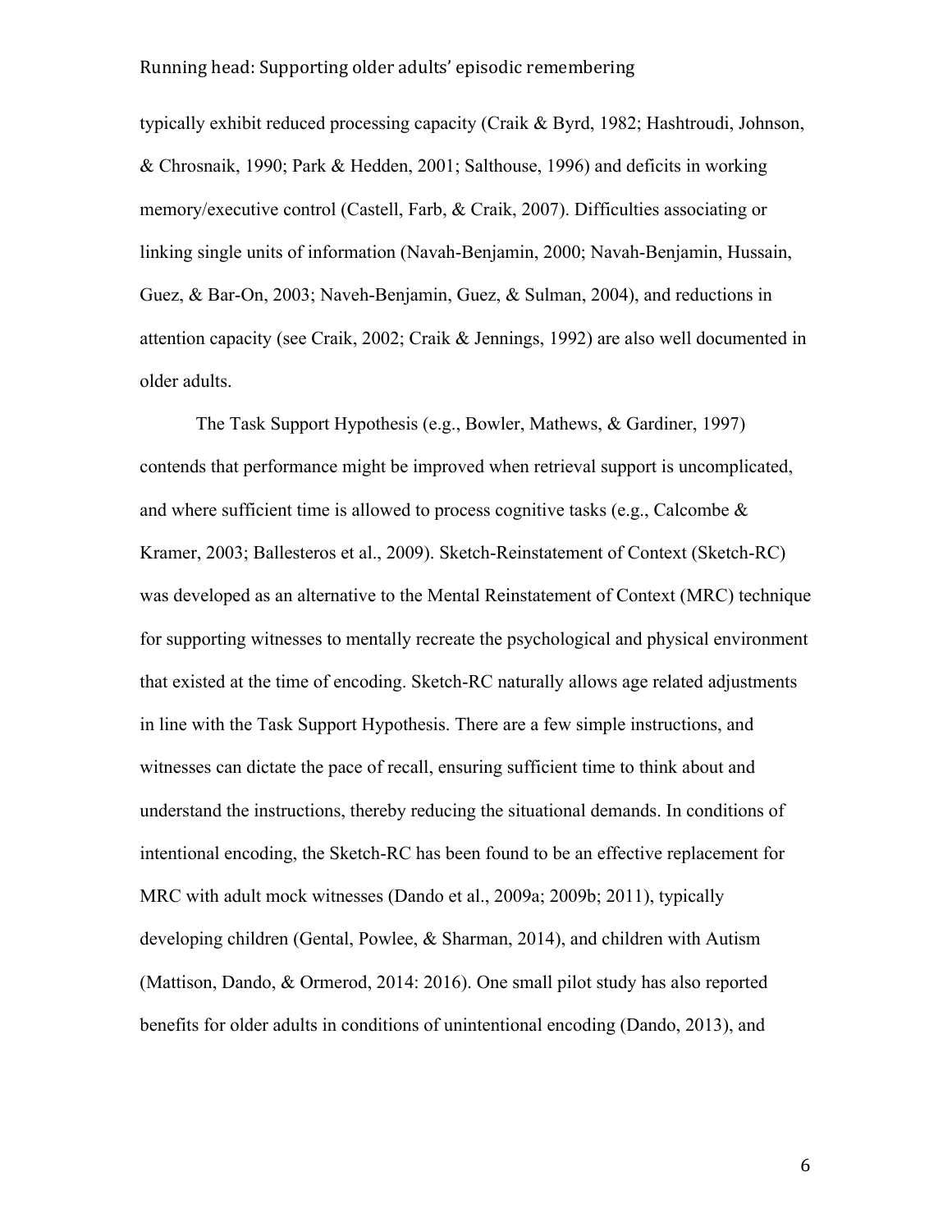typically exhibit reduced processing capacity (Craik & Byrd, 1982; Hashtroudi, Johnson, & Chrosnaik, 1990; Park & Hedden, 2001; Salthouse, 1996) and deficits in working memory/executive control (Castell, Farb, & Craik, 2007). Difficulties associating or linking single units of information (Navah-Benjamin, 2000; Navah-Benjamin, Hussain, Guez, & Bar-On, 2003; Naveh-Benjamin, Guez, & Sulman, 2004), and reductions in attention capacity (see Craik, 2002; Craik & Jennings, 1992) are also well documented in older adults.

The Task Support Hypothesis (e.g., Bowler, Mathews, & Gardiner, 1997) contends that performance might be improved when retrieval support is uncomplicated, and where sufficient time is allowed to process cognitive tasks (e.g., Calcombe & Kramer, 2003; Ballesteros et al., 2009). Sketch-Reinstatement of Context (Sketch-RC) was developed as an alternative to the Mental Reinstatement of Context (MRC) technique for supporting witnesses to mentally recreate the psychological and physical environment that existed at the time of encoding. Sketch-RC naturally allows age related adjustments in line with the Task Support Hypothesis. There are a few simple instructions, and witnesses can dictate the pace of recall, ensuring sufficient time to think about and understand the instructions, thereby reducing the situational demands. In conditions of intentional encoding, the Sketch-RC has been found to be an effective replacement for MRC with adult mock witnesses (Dando et al., 2009a; 2009b; 2011), typically developing children (Gental, Powlee, & Sharman, 2014), and children with Autism (Mattison, Dando, & Ormerod, 2014: 2016). One small pilot study has also reported benefits for older adults in conditions of unintentional encoding (Dando, 2013), and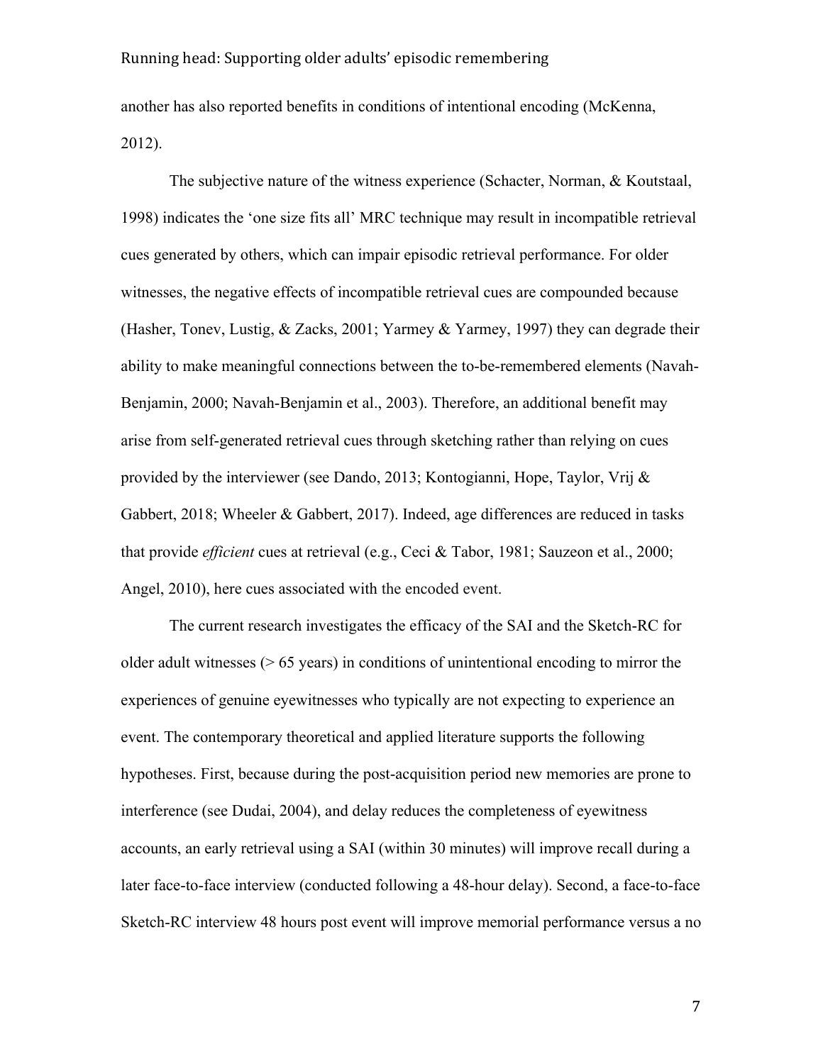another has also reported benefits in conditions of intentional encoding (McKenna, 2012).

The subjective nature of the witness experience (Schacter, Norman, & Koutstaal, 1998) indicates the 'one size fits all' MRC technique may result in incompatible retrieval cues generated by others, which can impair episodic retrieval performance. For older witnesses, the negative effects of incompatible retrieval cues are compounded because (Hasher, Tonev, Lustig, & Zacks, 2001; Yarmey & Yarmey, 1997) they can degrade their ability to make meaningful connections between the to-be-remembered elements (Navah-Benjamin, 2000; Navah-Benjamin et al., 2003). Therefore, an additional benefit may arise from self-generated retrieval cues through sketching rather than relying on cues provided by the interviewer (see Dando, 2013; Kontogianni, Hope, Taylor, Vrij & Gabbert, 2018; Wheeler & Gabbert, 2017). Indeed, age differences are reduced in tasks that provide *efficient* cues at retrieval (e.g., Ceci & Tabor, 1981; Sauzeon et al., 2000; Angel, 2010), here cues associated with the encoded event.

The current research investigates the efficacy of the SAI and the Sketch-RC for older adult witnesses (> 65 years) in conditions of unintentional encoding to mirror the experiences of genuine eyewitnesses who typically are not expecting to experience an event. The contemporary theoretical and applied literature supports the following hypotheses. First, because during the post-acquisition period new memories are prone to interference (see Dudai, 2004), and delay reduces the completeness of eyewitness accounts, an early retrieval using a SAI (within 30 minutes) will improve recall during a later face-to-face interview (conducted following a 48-hour delay). Second, a face-to-face Sketch-RC interview 48 hours post event will improve memorial performance versus a no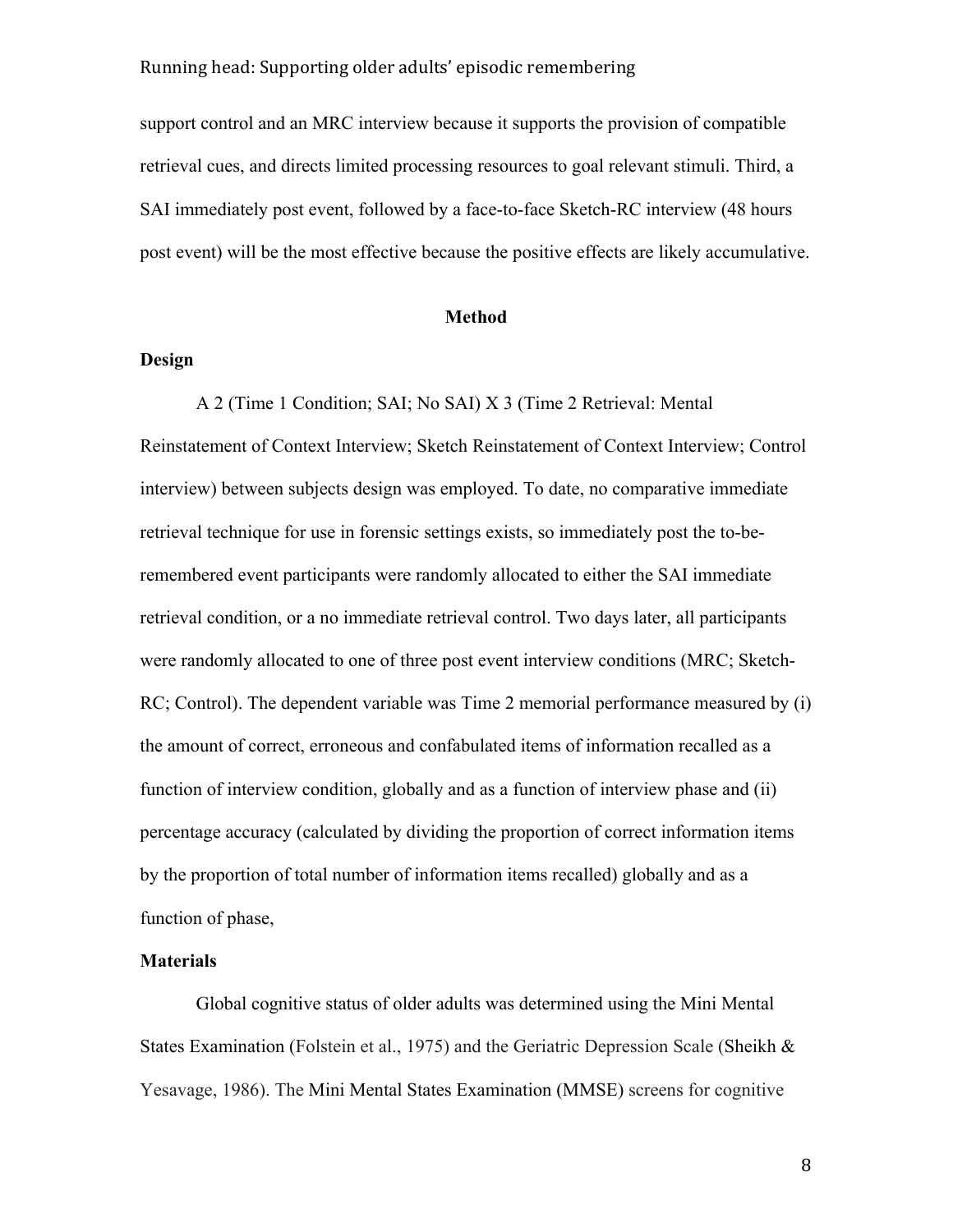support control and an MRC interview because it supports the provision of compatible retrieval cues, and directs limited processing resources to goal relevant stimuli. Third, a SAI immediately post event, followed by a face-to-face Sketch-RC interview (48 hours post event) will be the most effective because the positive effects are likely accumulative.

## Method

### Design

A 2 (Time 1 Condition; SAI; No SAI) X 3 (Time 2 Retrieval: Mental Reinstatement of Context Interview; Sketch Reinstatement of Context Interview; Control interview) between subjects design was employed. To date, no comparative immediate retrieval technique for use in forensic settings exists, so immediately post the to-be-remembered event participants were randomly allocated to either the SAI immediate retrieval condition, or a no immediate retrieval control. Two days later, all participants were randomly allocated to one of three post event interview conditions (MRC; Sketch-RC; Control). The dependent variable was Time 2 memorial performance measured by (i) the amount of correct, erroneous and confabulated items of information recalled as a function of interview condition, globally and as a function of interview phase and (ii) percentage accuracy (calculated by dividing the proportion of correct information items by the proportion of total number of information items recalled) globally and as a function of phase,

### Materials

Global cognitive status of older adults was determined using the Mini Mental States Examination (Folstein et al., 1975) and the Geriatric Depression Scale (Sheikh & Yesavage, 1986). The Mini Mental States Examination (MMSE) screens for cognitive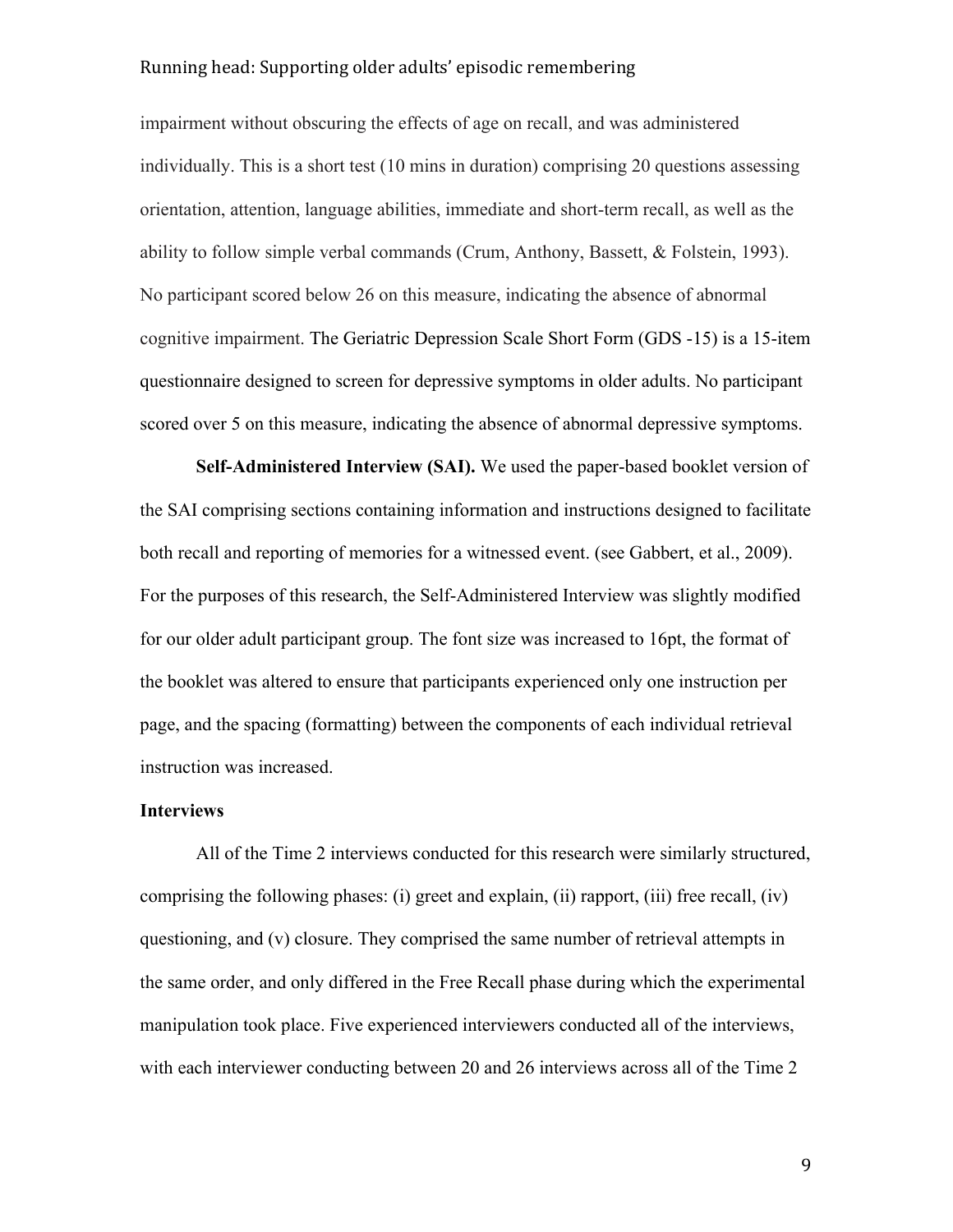impairment without obscuring the effects of age on recall, and was administered individually. This is a short test (10 mins in duration) comprising 20 questions assessing orientation, attention, language abilities, immediate and short-term recall, as well as the ability to follow simple verbal commands (Crum, Anthony, Bassett, & Folstein, 1993). No participant scored below 26 on this measure, indicating the absence of abnormal cognitive impairment. The Geriatric Depression Scale Short Form (GDS -15) is a 15-item questionnaire designed to screen for depressive symptoms in older adults. No participant scored over 5 on this measure, indicating the absence of abnormal depressive symptoms.

**Self-Administered Interview (SAI).** We used the paper-based booklet version of the SAI comprising sections containing information and instructions designed to facilitate both recall and reporting of memories for a witnessed event. (see Gabbert, et al., 2009). For the purposes of this research, the Self-Administered Interview was slightly modified for our older adult participant group. The font size was increased to 16pt, the format of the booklet was altered to ensure that participants experienced only one instruction per page, and the spacing (formatting) between the components of each individual retrieval instruction was increased.

### Interviews

All of the Time 2 interviews conducted for this research were similarly structured, comprising the following phases: (i) greet and explain, (ii) rapport, (iii) free recall, (iv) questioning, and (v) closure. They comprised the same number of retrieval attempts in the same order, and only differed in the Free Recall phase during which the experimental manipulation took place. Five experienced interviewers conducted all of the interviews, with each interviewer conducting between 20 and 26 interviews across all of the Time 2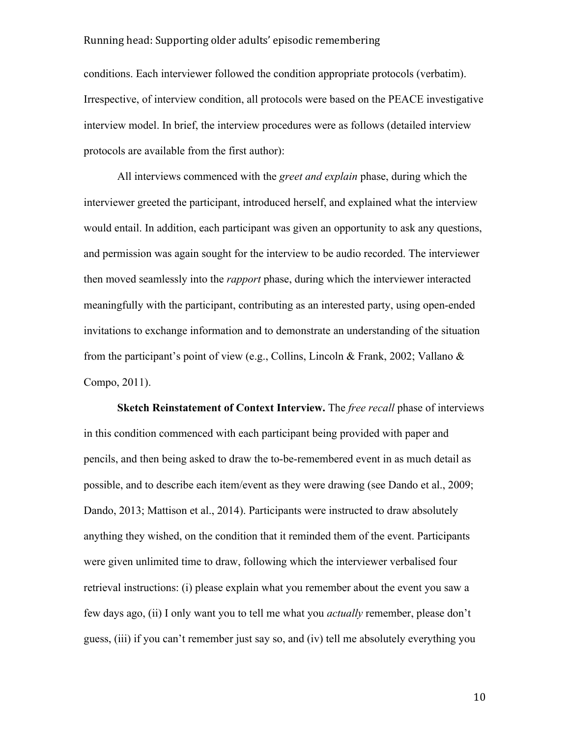conditions. Each interviewer followed the condition appropriate protocols (verbatim). Irrespective, of interview condition, all protocols were based on the PEACE investigative interview model. In brief, the interview procedures were as follows (detailed interview protocols are available from the first author):

All interviews commenced with the *greet and explain* phase, during which the interviewer greeted the participant, introduced herself, and explained what the interview would entail. In addition, each participant was given an opportunity to ask any questions, and permission was again sought for the interview to be audio recorded. The interviewer then moved seamlessly into the *rapport* phase, during which the interviewer interacted meaningfully with the participant, contributing as an interested party, using open-ended invitations to exchange information and to demonstrate an understanding of the situation from the participant's point of view (e.g., Collins, Lincoln & Frank, 2002; Vallano & Compo, 2011).

**Sketch Reinstatement of Context Interview.** The *free recall* phase of interviews in this condition commenced with each participant being provided with paper and pencils, and then being asked to draw the to-be-remembered event in as much detail as possible, and to describe each item/event as they were drawing (see Dando et al., 2009; Dando, 2013; Mattison et al., 2014). Participants were instructed to draw absolutely anything they wished, on the condition that it reminded them of the event. Participants were given unlimited time to draw, following which the interviewer verbalised four retrieval instructions: (i) please explain what you remember about the event you saw a few days ago, (ii) I only want you to tell me what you *actually* remember, please don't guess, (iii) if you can't remember just say so, and (iv) tell me absolutely everything you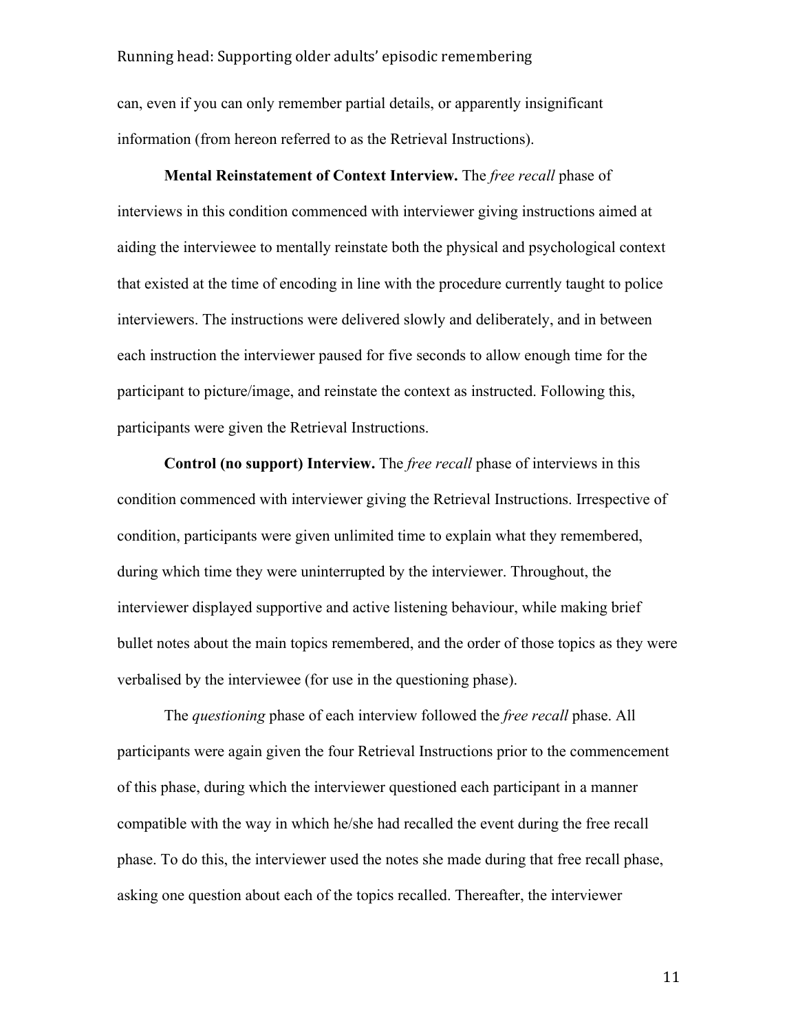can, even if you can only remember partial details, or apparently insignificant information (from hereon referred to as the Retrieval Instructions).

**Mental Reinstatement of Context Interview.** The *free recall* phase of interviews in this condition commenced with interviewer giving instructions aimed at aiding the interviewee to mentally reinstate both the physical and psychological context that existed at the time of encoding in line with the procedure currently taught to police interviewers. The instructions were delivered slowly and deliberately, and in between each instruction the interviewer paused for five seconds to allow enough time for the participant to picture/image, and reinstate the context as instructed. Following this, participants were given the Retrieval Instructions.

**Control (no support) Interview.** The *free recall* phase of interviews in this condition commenced with interviewer giving the Retrieval Instructions. Irrespective of condition, participants were given unlimited time to explain what they remembered, during which time they were uninterrupted by the interviewer. Throughout, the interviewer displayed supportive and active listening behaviour, while making brief bullet notes about the main topics remembered, and the order of those topics as they were verbalised by the interviewee (for use in the questioning phase).

The *questioning* phase of each interview followed the *free recall* phase. All participants were again given the four Retrieval Instructions prior to the commencement of this phase, during which the interviewer questioned each participant in a manner compatible with the way in which he/she had recalled the event during the free recall phase. To do this, the interviewer used the notes she made during that free recall phase, asking one question about each of the topics recalled. Thereafter, the interviewer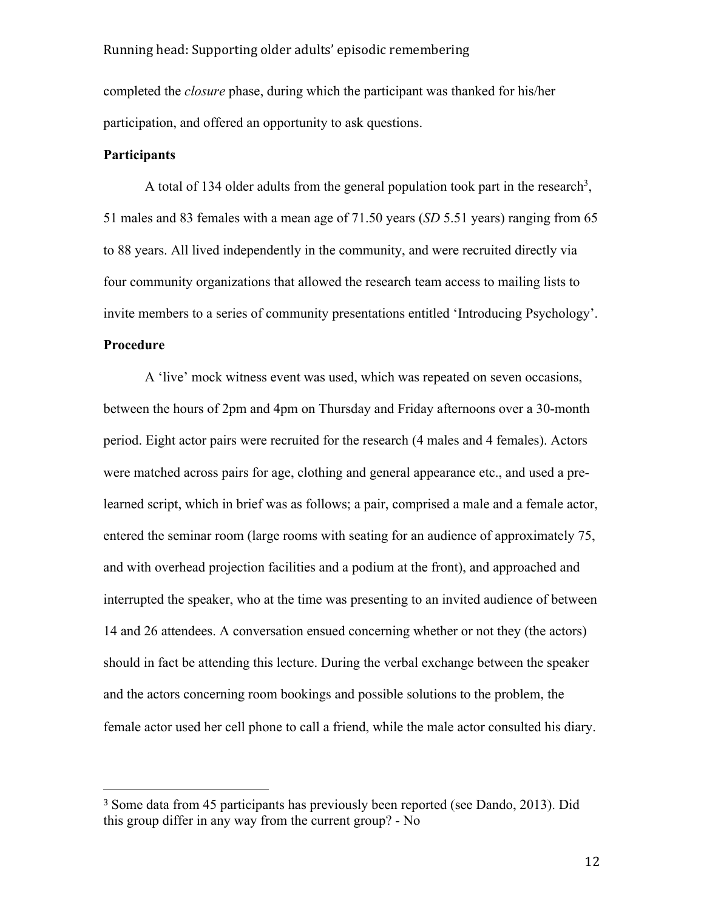completed the *closure* phase, during which the participant was thanked for his/her participation, and offered an opportunity to ask questions.

**Participants**

A total of 134 older adults from the general population took part in the research[3], 51 males and 83 females with a mean age of 71.50 years (*SD* 5.51 years) ranging from 65 to 88 years. All lived independently in the community, and were recruited directly via four community organizations that allowed the research team access to mailing lists to invite members to a series of community presentations entitled 'Introducing Psychology'.

**Procedure**

A 'live' mock witness event was used, which was repeated on seven occasions, between the hours of 2pm and 4pm on Thursday and Friday afternoons over a 30-month period. Eight actor pairs were recruited for the research (4 males and 4 females). Actors were matched across pairs for age, clothing and general appearance etc., and used a pre-learned script, which in brief was as follows; a pair, comprised a male and a female actor, entered the seminar room (large rooms with seating for an audience of approximately 75, and with overhead projection facilities and a podium at the front), and approached and interrupted the speaker, who at the time was presenting to an invited audience of between 14 and 26 attendees. A conversation ensued concerning whether or not they (the actors) should in fact be attending this lecture. During the verbal exchange between the speaker and the actors concerning room bookings and possible solutions to the problem, the female actor used her cell phone to call a friend, while the male actor consulted his diary.

---

[3] Some data from 45 participants has previously been reported (see Dando, 2013). Did this group differ in any way from the current group? - No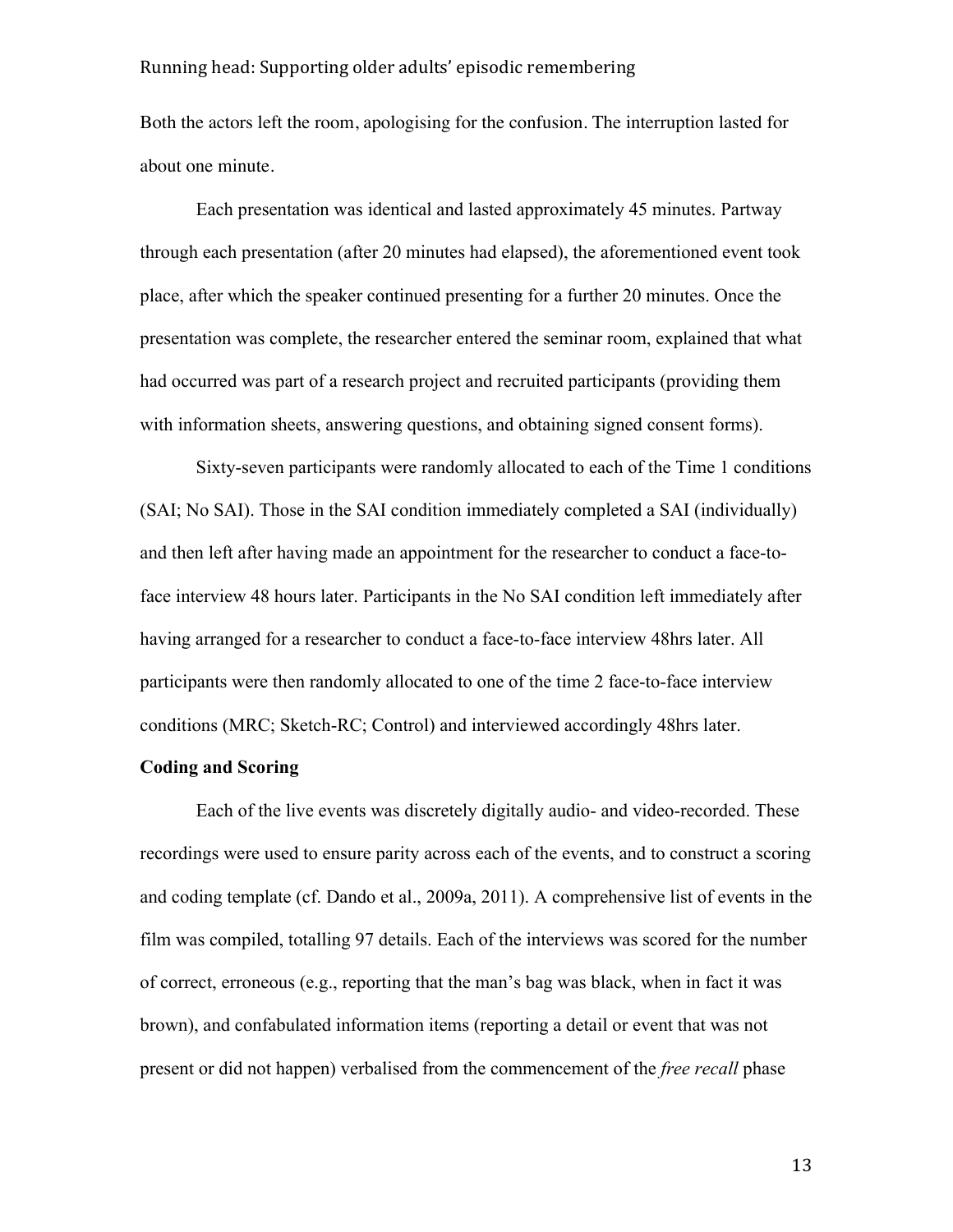Both the actors left the room, apologising for the confusion. The interruption lasted for about one minute.

Each presentation was identical and lasted approximately 45 minutes. Partway through each presentation (after 20 minutes had elapsed), the aforementioned event took place, after which the speaker continued presenting for a further 20 minutes. Once the presentation was complete, the researcher entered the seminar room, explained that what had occurred was part of a research project and recruited participants (providing them with information sheets, answering questions, and obtaining signed consent forms).

Sixty-seven participants were randomly allocated to each of the Time 1 conditions (SAI; No SAI). Those in the SAI condition immediately completed a SAI (individually) and then left after having made an appointment for the researcher to conduct a face-to-face interview 48 hours later. Participants in the No SAI condition left immediately after having arranged for a researcher to conduct a face-to-face interview 48hrs later. All participants were then randomly allocated to one of the time 2 face-to-face interview conditions (MRC; Sketch-RC; Control) and interviewed accordingly 48hrs later.

**Coding and Scoring**

Each of the live events was discretely digitally audio- and video-recorded. These recordings were used to ensure parity across each of the events, and to construct a scoring and coding template (cf. Dando et al., 2009a, 2011). A comprehensive list of events in the film was compiled, totalling 97 details. Each of the interviews was scored for the number of correct, erroneous (e.g., reporting that the man's bag was black, when in fact it was brown), and confabulated information items (reporting a detail or event that was not present or did not happen) verbalised from the commencement of the *free recall* phase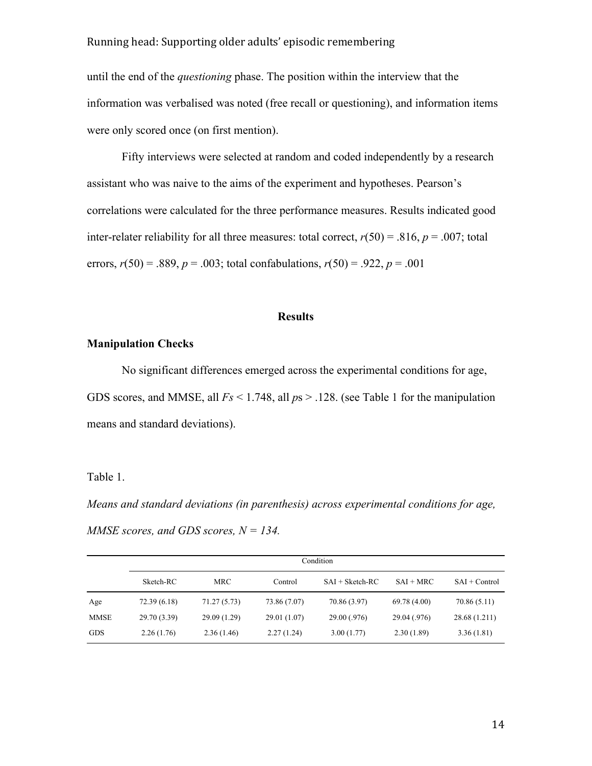until the end of the *questioning* phase. The position within the interview that the information was verbalised was noted (free recall or questioning), and information items were only scored once (on first mention).

Fifty interviews were selected at random and coded independently by a research assistant who was naive to the aims of the experiment and hypotheses. Pearson's correlations were calculated for the three performance measures. Results indicated good inter-relater reliability for all three measures: total correct, $r(50) = .816$, $p = .007$; total errors, $r(50) = .889$, $p = .003$; total confabulations, $r(50) = .922$, $p = .001$

## Results

### Manipulation Checks

No significant differences emerged across the experimental conditions for age, GDS scores, and MMSE, all $Fs < 1.748$, all $ps > .128$. (see Table 1 for the manipulation means and standard deviations).

Table 1.

*Means and standard deviations (in parenthesis) across experimental conditions for age, MMSE scores, and GDS scores, N = 134.*

| | Condition | | | | | |
|---|---|---|---|---|---|---|
| | Sketch-RC | MRC | Control | SAI + Sketch-RC | SAI + MRC | SAI + Control |
| Age | 72.39 (6.18) | 71.27 (5.73) | 73.86 (7.07) | 70.86 (3.97) | 69.78 (4.00) | 70.86 (5.11) |
| MMSE | 29.70 (3.39) | 29.09 (1.29) | 29.01 (1.07) | 29.00 (.976) | 29.04 (.976) | 28.68 (1.211) |
| GDS | 2.26 (1.76) | 2.36 (1.46) | 2.27 (1.24) | 3.00 (1.77) | 2.30 (1.89) | 3.36 (1.81) |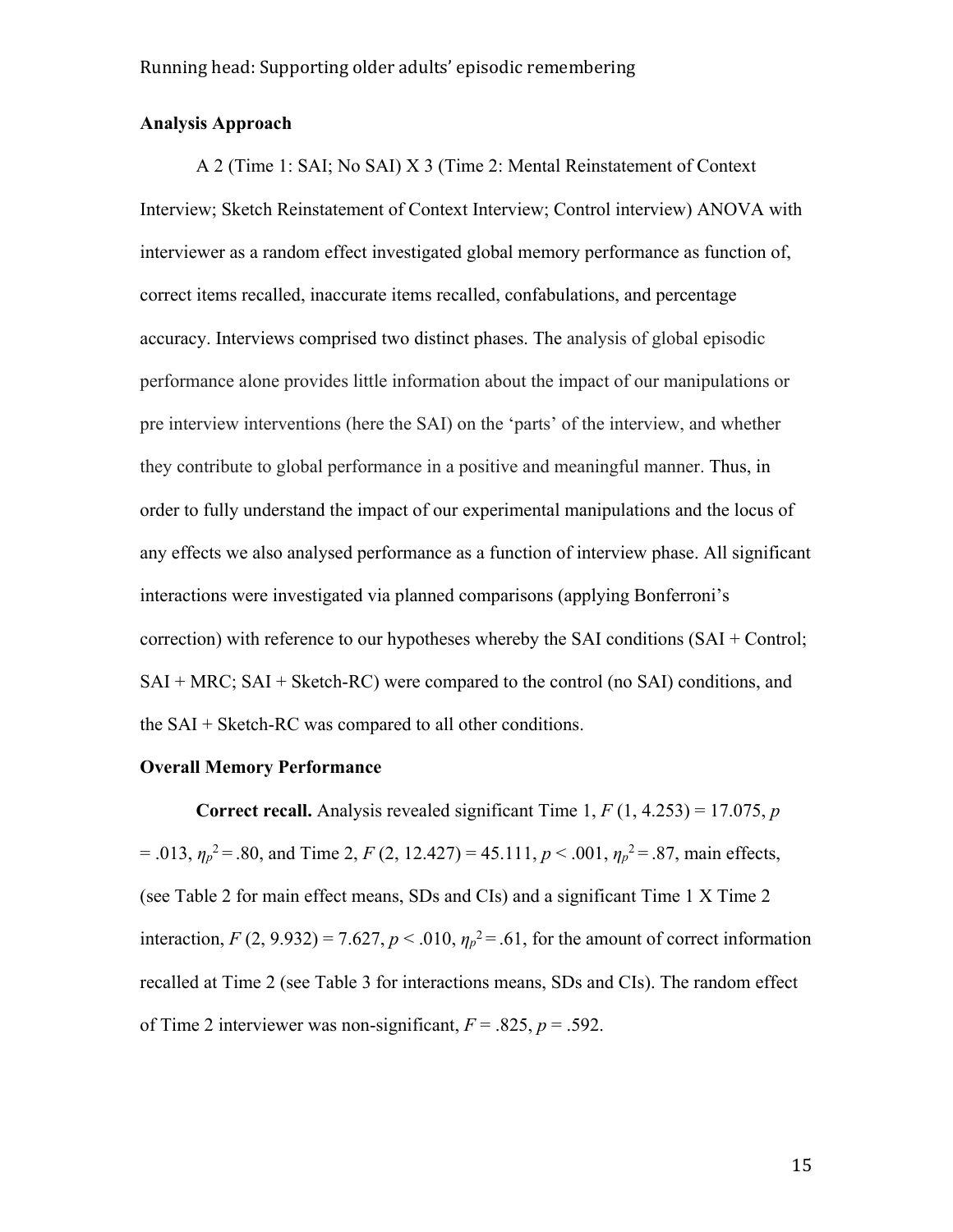## Analysis Approach

A 2 (Time 1: SAI; No SAI) X 3 (Time 2: Mental Reinstatement of Context Interview; Sketch Reinstatement of Context Interview; Control interview) ANOVA with interviewer as a random effect investigated global memory performance as function of, correct items recalled, inaccurate items recalled, confabulations, and percentage accuracy. Interviews comprised two distinct phases. The analysis of global episodic performance alone provides little information about the impact of our manipulations or pre interview interventions (here the SAI) on the 'parts' of the interview, and whether they contribute to global performance in a positive and meaningful manner. Thus, in order to fully understand the impact of our experimental manipulations and the locus of any effects we also analysed performance as a function of interview phase. All significant interactions were investigated via planned comparisons (applying Bonferroni's correction) with reference to our hypotheses whereby the SAI conditions (SAI + Control; SAI + MRC; SAI + Sketch-RC) were compared to the control (no SAI) conditions, and the SAI + Sketch-RC was compared to all other conditions.

## Overall Memory Performance

**Correct recall.** Analysis revealed significant Time 1, $F$ (1, 4.253) = 17.075, $p$ = .013, $\eta_p^2$ = .80, and Time 2, $F$ (2, 12.427) = 45.111, $p$ < .001, $\eta_p^2$ = .87, main effects, (see Table 2 for main effect means, SDs and CIs) and a significant Time 1 X Time 2 interaction, $F$ (2, 9.932) = 7.627, $p$ < .010, $\eta_p^2$ = .61, for the amount of correct information recalled at Time 2 (see Table 3 for interactions means, SDs and CIs). The random effect of Time 2 interviewer was non-significant, $F$ = .825, $p$ = .592.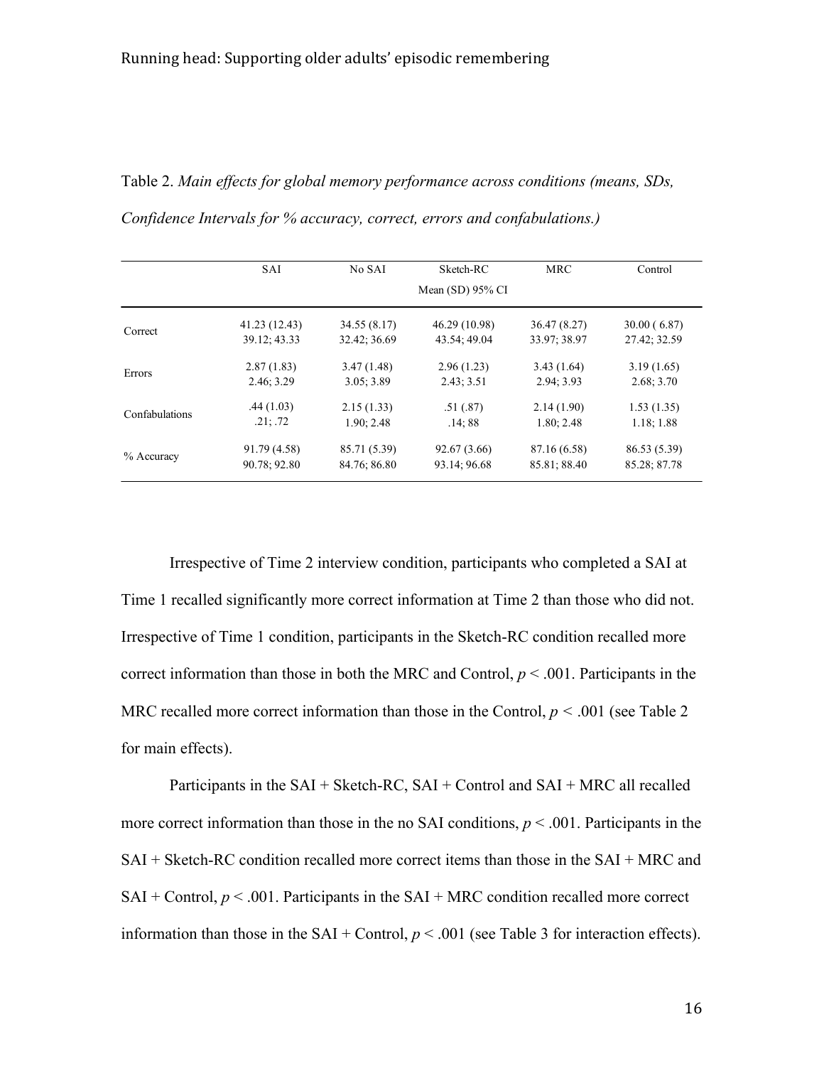Table 2. *Main effects for global memory performance across conditions (means, SDs, Confidence Intervals for % accuracy, correct, errors and confabulations.)*

| | SAI | No SAI | Sketch-RC | MRC | Control |
|---|---|---|---|---|---|
| | | | Mean (SD) 95% CI | | |
| Correct | 41.23 (12.43)<br>39.12; 43.33 | 34.55 (8.17)<br>32.42; 36.69 | 46.29 (10.98)<br>43.54; 49.04 | 36.47 (8.27)<br>33.97; 38.97 | 30.00 ( 6.87)<br>27.42; 32.59 |
| Errors | 2.87 (1.83)<br>2.46; 3.29 | 3.47 (1.48)<br>3.05; 3.89 | 2.96 (1.23)<br>2.43; 3.51 | 3.43 (1.64)<br>2.94; 3.93 | 3.19 (1.65)<br>2.68; 3.70 |
| Confabulations | .44 (1.03)<br>.21; .72 | 2.15 (1.33)<br>1.90; 2.48 | .51 (.87)<br>.14; 88 | 2.14 (1.90)<br>1.80; 2.48 | 1.53 (1.35)<br>1.18; 1.88 |
| % Accuracy | 91.79 (4.58)<br>90.78; 92.80 | 85.71 (5.39)<br>84.76; 86.80 | 92.67 (3.66)<br>93.14; 96.68 | 87.16 (6.58)<br>85.81; 88.40 | 86.53 (5.39)<br>85.28; 87.78 |

Irrespective of Time 2 interview condition, participants who completed a SAI at Time 1 recalled significantly more correct information at Time 2 than those who did not. Irrespective of Time 1 condition, participants in the Sketch-RC condition recalled more correct information than those in both the MRC and Control, $p < .001$. Participants in the MRC recalled more correct information than those in the Control, $p < .001$ (see Table 2 for main effects).

Participants in the SAI + Sketch-RC, SAI + Control and SAI + MRC all recalled more correct information than those in the no SAI conditions, $p < .001$. Participants in the SAI + Sketch-RC condition recalled more correct items than those in the SAI + MRC and SAI + Control, $p < .001$. Participants in the SAI + MRC condition recalled more correct information than those in the SAI + Control, $p < .001$ (see Table 3 for interaction effects).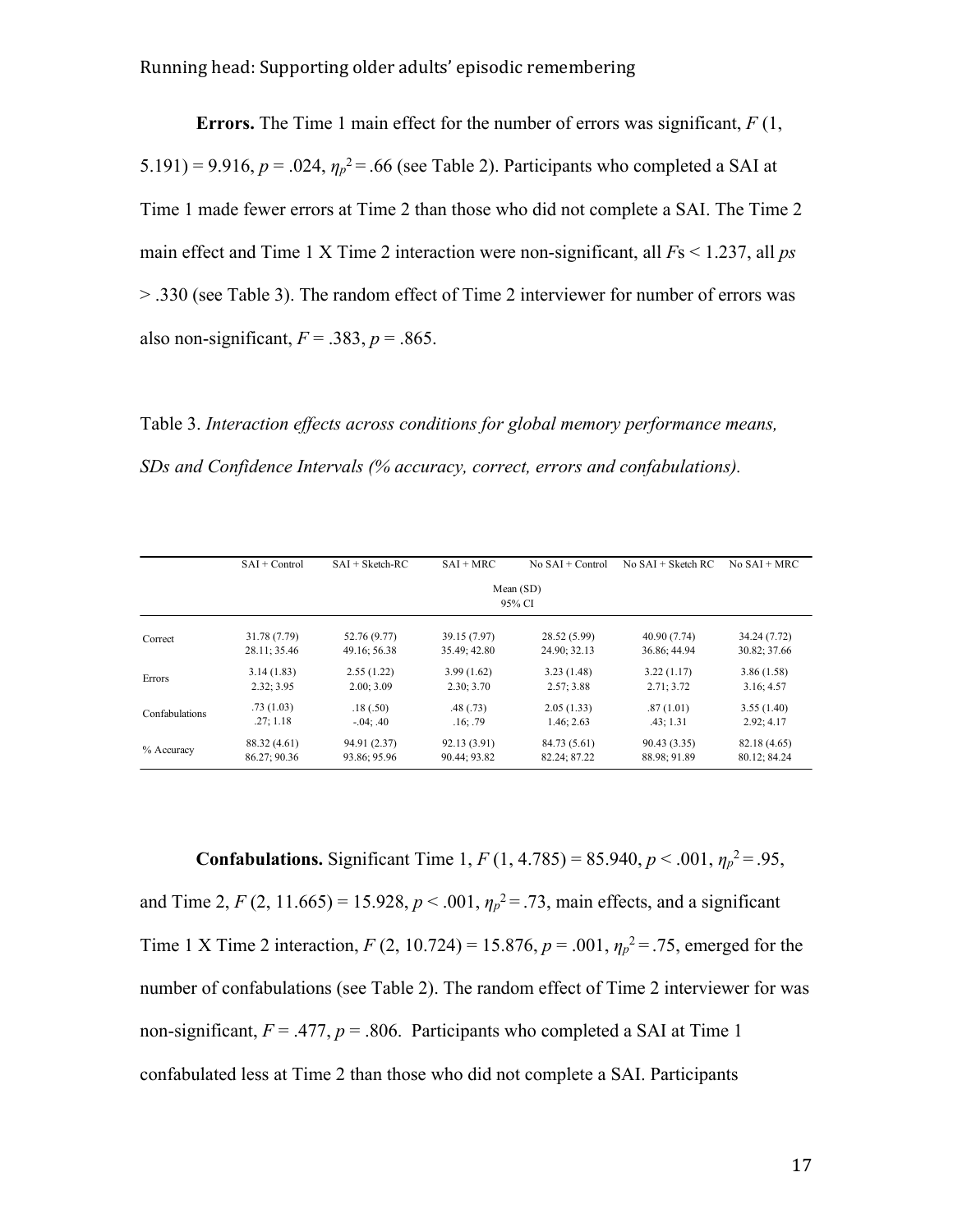**Errors.** The Time 1 main effect for the number of errors was significant, $F$ (1, 5.191) = 9.916, $p$ = .024, $\eta_p^2$ = .66 (see Table 2). Participants who completed a SAI at Time 1 made fewer errors at Time 2 than those who did not complete a SAI. The Time 2 main effect and Time 1 X Time 2 interaction were non-significant, all $F$s < 1.237, all $p$s > .330 (see Table 3). The random effect of Time 2 interviewer for number of errors was also non-significant, $F$ = .383, $p$ = .865.

Table 3. *Interaction effects across conditions for global memory performance means, SDs and Confidence Intervals (% accuracy, correct, errors and confabulations).*

| | SAI + Control | SAI + Sketch-RC | SAI + MRC | No SAI + Control | No SAI + Sketch RC | No SAI + MRC |
|---|---|---|---|---|---|---|
| | Mean (SD) 95% CI | | | | | |
| Correct | 31.78 (7.79) 28.11; 35.46 | 52.76 (9.77) 49.16; 56.38 | 39.15 (7.97) 35.49; 42.80 | 28.52 (5.99) 24.90; 32.13 | 40.90 (7.74) 36.86; 44.94 | 34.24 (7.72) 30.82; 37.66 |
| Errors | 3.14 (1.83) 2.32; 3.95 | 2.55 (1.22) 2.00; 3.09 | 3.99 (1.62) 2.30; 3.70 | 3.23 (1.48) 2.57; 3.88 | 3.22 (1.17) 2.71; 3.72 | 3.86 (1.58) 3.16; 4.57 |
| Confabulations | .73 (1.03) .27; 1.18 | .18 (.50) -.04; .40 | .48 (.73) .16; .79 | 2.05 (1.33) 1.46; 2.63 | .87 (1.01) .43; 1.31 | 3.55 (1.40) 2.92; 4.17 |
| % Accuracy | 88.32 (4.61) 86.27; 90.36 | 94.91 (2.37) 93.86; 95.96 | 92.13 (3.91) 90.44; 93.82 | 84.73 (5.61) 82.24; 87.22 | 90.43 (3.35) 88.98; 91.89 | 82.18 (4.65) 80.12; 84.24 |

**Confabulations.** Significant Time 1, $F$ (1, 4.785) = 85.940, $p$ < .001, $\eta_p^2$ = .95, and Time 2, $F$ (2, 11.665) = 15.928, $p$ < .001, $\eta_p^2$ = .73, main effects, and a significant Time 1 X Time 2 interaction, $F$ (2, 10.724) = 15.876, $p$ = .001, $\eta_p^2$ = .75, emerged for the number of confabulations (see Table 2). The random effect of Time 2 interviewer for was non-significant, $F$ = .477, $p$ = .806. Participants who completed a SAI at Time 1 confabulated less at Time 2 than those who did not complete a SAI. Participants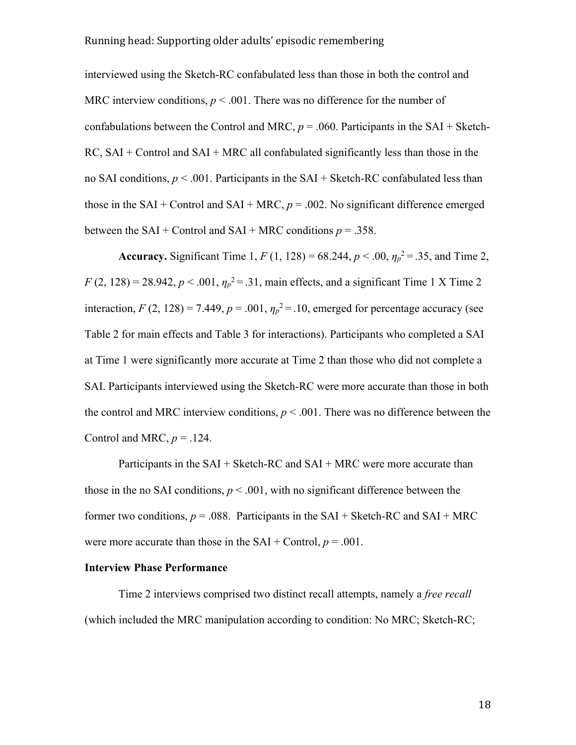interviewed using the Sketch-RC confabulated less than those in both the control and MRC interview conditions, $p < .001$. There was no difference for the number of confabulations between the Control and MRC, $p = .060$. Participants in the SAI + Sketch-RC, SAI + Control and SAI + MRC all confabulated significantly less than those in the no SAI conditions, $p < .001$. Participants in the SAI + Sketch-RC confabulated less than those in the SAI + Control and SAI + MRC, $p = .002$. No significant difference emerged between the SAI + Control and SAI + MRC conditions $p = .358$.

**Accuracy.** Significant Time 1, $F(1, 128) = 68.244$, $p < .00$, $\eta_p^2 = .35$, and Time 2, $F(2, 128) = 28.942$, $p < .001$, $\eta_p^2 = .31$, main effects, and a significant Time 1 X Time 2 interaction, $F(2, 128) = 7.449$, $p = .001$, $\eta_p^2 = .10$, emerged for percentage accuracy (see Table 2 for main effects and Table 3 for interactions). Participants who completed a SAI at Time 1 were significantly more accurate at Time 2 than those who did not complete a SAI. Participants interviewed using the Sketch-RC were more accurate than those in both the control and MRC interview conditions, $p < .001$. There was no difference between the Control and MRC, $p = .124$.

Participants in the SAI + Sketch-RC and SAI + MRC were more accurate than those in the no SAI conditions, $p < .001$, with no significant difference between the former two conditions, $p = .088$. Participants in the SAI + Sketch-RC and SAI + MRC were more accurate than those in the SAI + Control, $p = .001$.

**Interview Phase Performance**

Time 2 interviews comprised two distinct recall attempts, namely a *free recall* (which included the MRC manipulation according to condition: No MRC; Sketch-RC;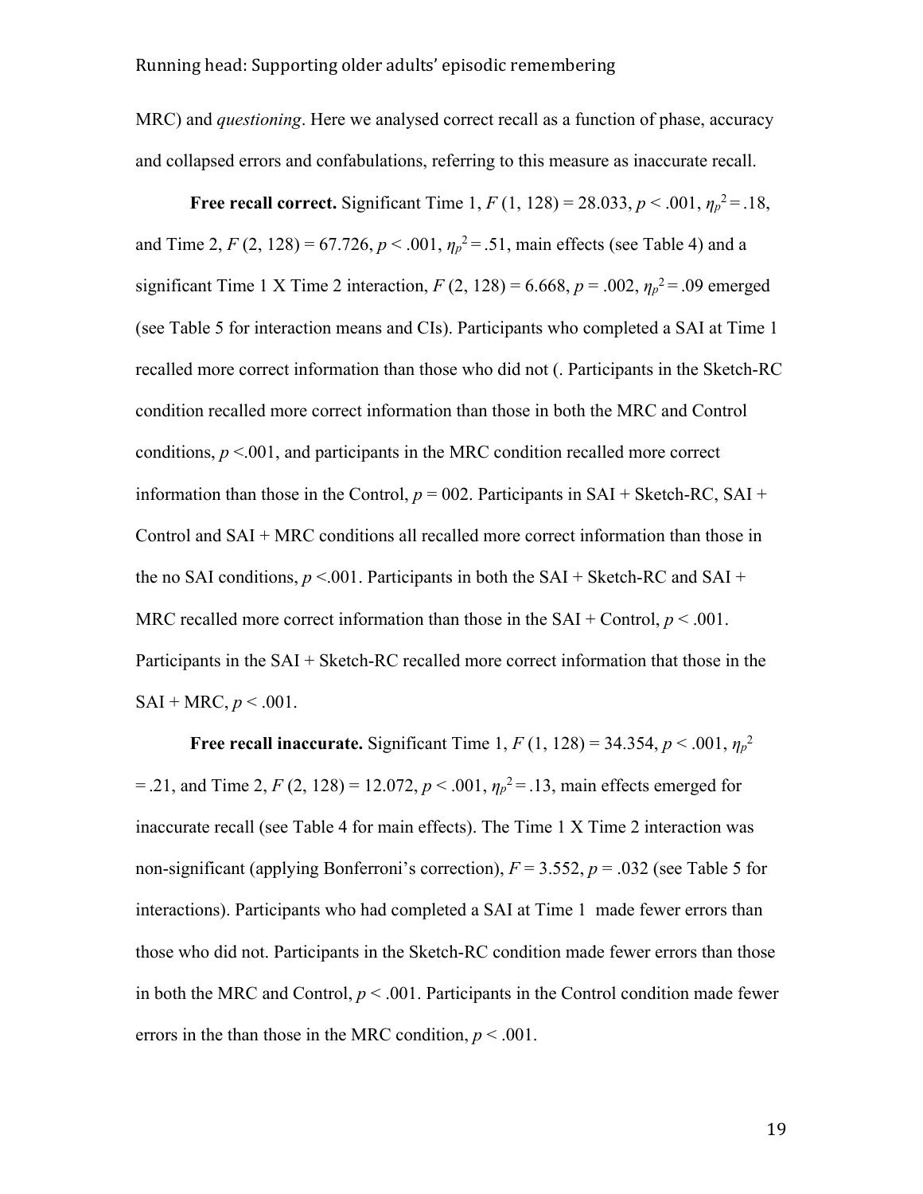MRC) and *questioning*. Here we analysed correct recall as a function of phase, accuracy and collapsed errors and confabulations, referring to this measure as inaccurate recall.

**Free recall correct.** Significant Time 1, $F$ (1, 128) = 28.033, $p < .001$, $\eta_p^2 = .18$, and Time 2, $F$ (2, 128) = 67.726, $p < .001$, $\eta_p^2 = .51$, main effects (see Table 4) and a significant Time 1 X Time 2 interaction, $F$ (2, 128) = 6.668, $p = .002$, $\eta_p^2 = .09$ emerged (see Table 5 for interaction means and CIs). Participants who completed a SAI at Time 1 recalled more correct information than those who did not (. Participants in the Sketch-RC condition recalled more correct information than those in both the MRC and Control conditions, $p <.001$, and participants in the MRC condition recalled more correct information than those in the Control, $p$ = 002. Participants in SAI + Sketch-RC, SAI + Control and SAI + MRC conditions all recalled more correct information than those in the no SAI conditions, $p <.001$. Participants in both the SAI + Sketch-RC and SAI + MRC recalled more correct information than those in the SAI + Control, $p < .001$. Participants in the SAI + Sketch-RC recalled more correct information that those in the SAI + MRC, $p < .001$.

**Free recall inaccurate.** Significant Time 1, $F$ (1, 128) = 34.354, $p < .001$, $\eta_p^2 = .21$, and Time 2, $F$ (2, 128) = 12.072, $p < .001$, $\eta_p^2 = .13$, main effects emerged for inaccurate recall (see Table 4 for main effects). The Time 1 X Time 2 interaction was non-significant (applying Bonferroni's correction), $F = 3.552$, $p = .032$ (see Table 5 for interactions). Participants who had completed a SAI at Time 1 made fewer errors than those who did not. Participants in the Sketch-RC condition made fewer errors than those in both the MRC and Control, $p < .001$. Participants in the Control condition made fewer errors in the than those in the MRC condition, $p < .001$.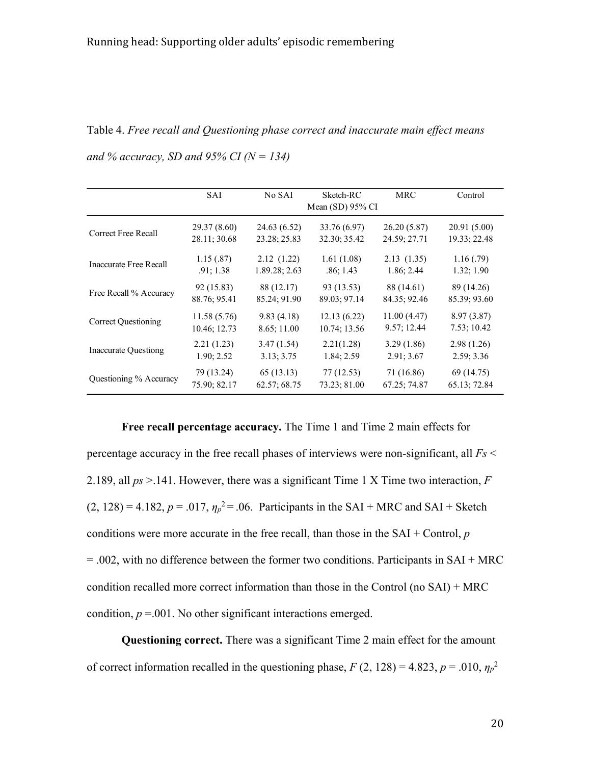Table 4. *Free recall and Questioning phase correct and inaccurate main effect means and % accuracy, SD and 95% CI (N = 134)*

| | SAI | No SAI | Sketch-RC<br>Mean (SD) 95% CI | MRC | Control |
|---|---|---|---|---|---|
| Correct Free Recall | 29.37 (8.60)<br>28.11; 30.68 | 24.63 (6.52)<br>23.28; 25.83 | 33.76 (6.97)<br>32.30; 35.42 | 26.20 (5.87)<br>24.59; 27.71 | 20.91 (5.00)<br>19.33; 22.48 |
| Inaccurate Free Recall | 1.15 (.87)<br>.91; 1.38 | 2.12 (1.22)<br>1.89.28; 2.63 | 1.61 (1.08)<br>.86; 1.43 | 2.13 (1.35)<br>1.86; 2.44 | 1.16 (.79)<br>1.32; 1.90 |
| Free Recall % Accuracy | 92 (15.83)<br>88.76; 95.41 | 88 (12.17)<br>85.24; 91.90 | 93 (13.53)<br>89.03; 97.14 | 88 (14.61)<br>84.35; 92.46 | 89 (14.26)<br>85.39; 93.60 |
| Correct Questioning | 11.58 (5.76)<br>10.46; 12.73 | 9.83 (4.18)<br>8.65; 11.00 | 12.13 (6.22)<br>10.74; 13.56 | 11.00 (4.47)<br>9.57; 12.44 | 8.97 (3.87)<br>7.53; 10.42 |
| Inaccurate Questiong | 2.21 (1.23)<br>1.90; 2.52 | 3.47 (1.54)<br>3.13; 3.75 | 2.21(1.28)<br>1.84; 2.59 | 3.29 (1.86)<br>2.91; 3.67 | 2.98 (1.26)<br>2.59; 3.36 |
| Questioning % Accuracy | 79 (13.24)<br>75.90; 82.17 | 65 (13.13)<br>62.57; 68.75 | 77 (12.53)<br>73.23; 81.00 | 71 (16.86)<br>67.25; 74.87 | 69 (14.75)<br>65.13; 72.84 |

**Free recall percentage accuracy.** The Time 1 and Time 2 main effects for percentage accuracy in the free recall phases of interviews were non-significant, all *Fs* < 2.189, all *ps* >.141. However, there was a significant Time 1 X Time two interaction, $F$ (2, 128) = 4.182, $p$ = .017, $\eta_p^2$ = .06. Participants in the SAI + MRC and SAI + Sketch conditions were more accurate in the free recall, than those in the SAI + Control, $p$ = .002, with no difference between the former two conditions. Participants in SAI + MRC condition recalled more correct information than those in the Control (no SAI) + MRC condition, $p$ =.001. No other significant interactions emerged.

**Questioning correct.** There was a significant Time 2 main effect for the amount of correct information recalled in the questioning phase, $F$ (2, 128) = 4.823, $p$ = .010, $\eta_p^2$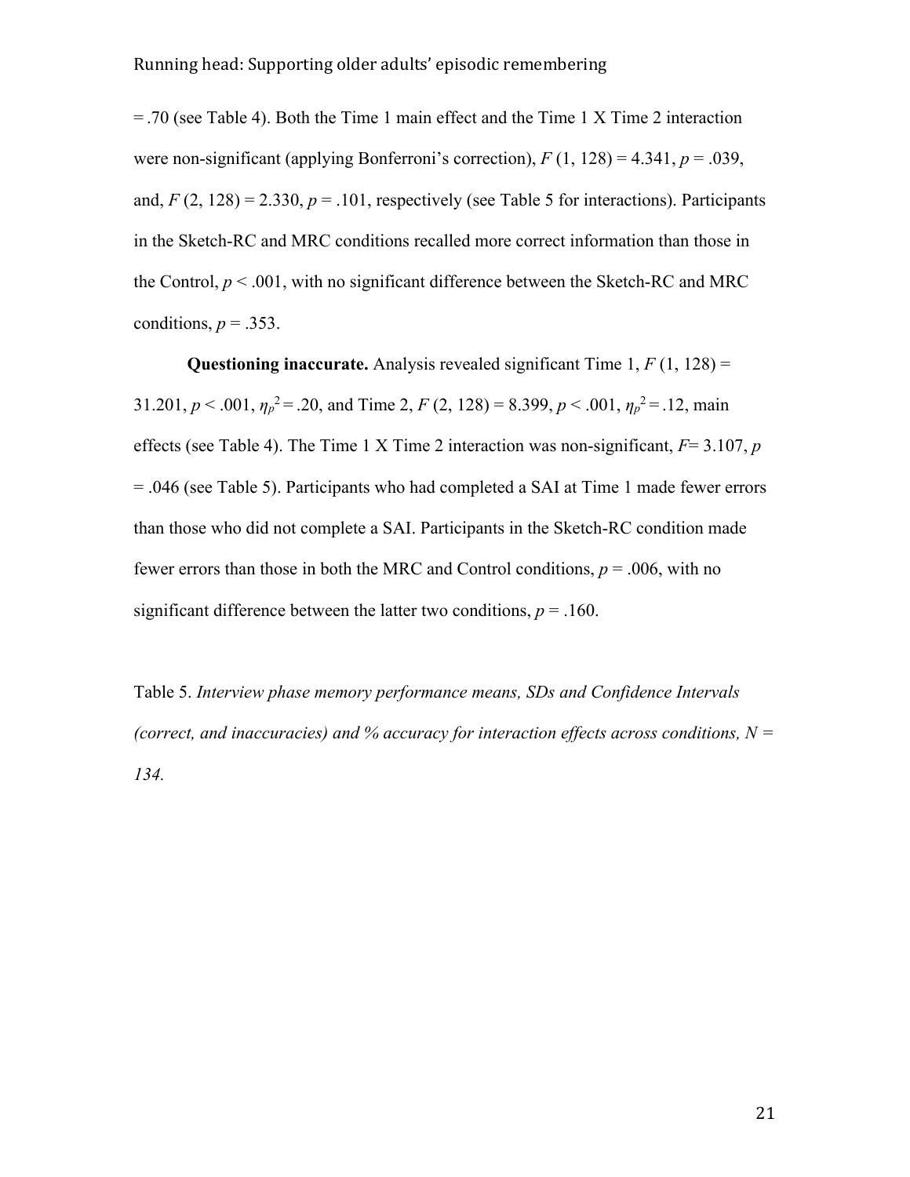= .70 (see Table 4). Both the Time 1 main effect and the Time 1 X Time 2 interaction were non-significant (applying Bonferroni's correction), $F$ (1, 128) = 4.341, $p$ = .039, and, $F$ (2, 128) = 2.330, $p$ = .101, respectively (see Table 5 for interactions). Participants in the Sketch-RC and MRC conditions recalled more correct information than those in the Control, $p$ < .001, with no significant difference between the Sketch-RC and MRC conditions, $p$ = .353.

**Questioning inaccurate.** Analysis revealed significant Time 1, $F$ (1, 128) = 31.201, $p$ < .001, $\eta_p^2 = .20$, and Time 2, $F$ (2, 128) = 8.399, $p$ < .001, $\eta_p^2 = .12$, main effects (see Table 4). The Time 1 X Time 2 interaction was non-significant, $F$= 3.107, $p$ = .046 (see Table 5). Participants who had completed a SAI at Time 1 made fewer errors than those who did not complete a SAI. Participants in the Sketch-RC condition made fewer errors than those in both the MRC and Control conditions, $p$ = .006, with no significant difference between the latter two conditions, $p$ = .160.

Table 5. *Interview phase memory performance means, SDs and Confidence Intervals (correct, and inaccuracies) and % accuracy for interaction effects across conditions, N = 134.*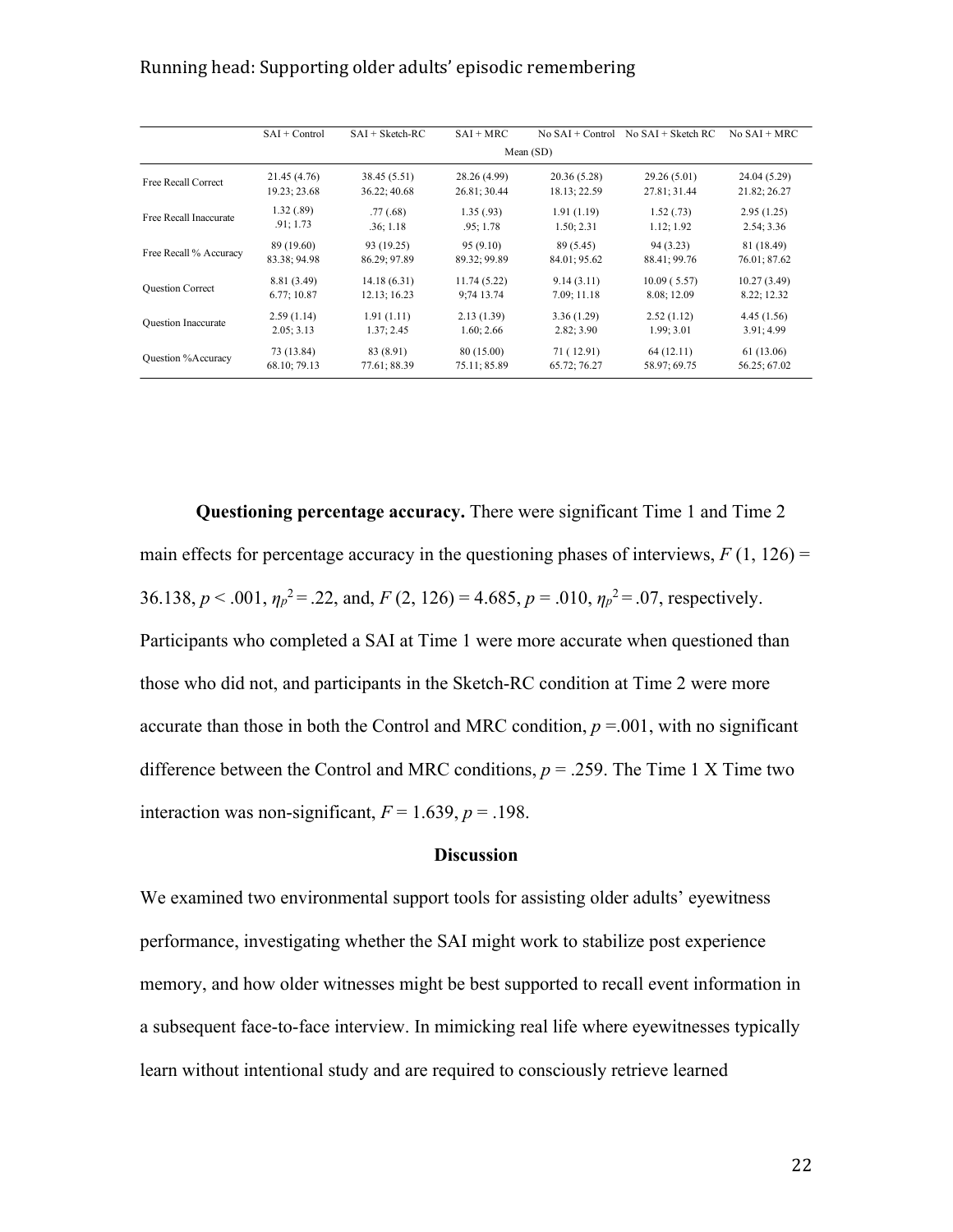| | SAI + Control | SAI + Sketch-RC | SAI + MRC | No SAI + Control | No SAI + Sketch RC | No SAI + MRC |
|---|---|---|---|---|---|---|
| | Mean (SD) | | | | | |
| Free Recall Correct | 21.45 (4.76)<br>19.23; 23.68 | 38.45 (5.51)<br>36.22; 40.68 | 28.26 (4.99)<br>26.81; 30.44 | 20.36 (5.28)<br>18.13; 22.59 | 29.26 (5.01)<br>27.81; 31.44 | 24.04 (5.29)<br>21.82; 26.27 |
| Free Recall Inaccurate | 1.32 (.89)<br>.91; 1.73 | .77 (.68)<br>.36; 1.18 | 1.35 (.93)<br>.95; 1.78 | 1.91 (1.19)<br>1.50; 2.31 | 1.52 (.73)<br>1.12; 1.92 | 2.95 (1.25)<br>2.54; 3.36 |
| Free Recall % Accuracy | 89 (19.60)<br>83.38; 94.98 | 93 (19.25)<br>86.29; 97.89 | 95 (9.10)<br>89.32; 99.89 | 89 (5.45)<br>84.01; 95.62 | 94 (3.23)<br>88.41; 99.76 | 81 (18.49)<br>76.01; 87.62 |
| Question Correct | 8.81 (3.49)<br>6.77; 10.87 | 14.18 (6.31)<br>12.13; 16.23 | 11.74 (5.22)<br>9;74 13.74 | 9.14 (3.11)<br>7.09; 11.18 | 10.09 ( 5.57)<br>8.08; 12.09 | 10.27 (3.49)<br>8.22; 12.32 |
| Question Inaccurate | 2.59 (1.14)<br>2.05; 3.13 | 1.91 (1.11)<br>1.37; 2.45 | 2.13 (1.39)<br>1.60; 2.66 | 3.36 (1.29)<br>2.82; 3.90 | 2.52 (1.12)<br>1.99; 3.01 | 4.45 (1.56)<br>3.91; 4.99 |
| Question %Accuracy | 73 (13.84)<br>68.10; 79.13 | 83 (8.91)<br>77.61; 88.39 | 80 (15.00)<br>75.11; 85.89 | 71 ( 12.91)<br>65.72; 76.27 | 64 (12.11)<br>58.97; 69.75 | 61 (13.06)<br>56.25; 67.02 |

**Questioning percentage accuracy.** There were significant Time 1 and Time 2 main effects for percentage accuracy in the questioning phases of interviews, $F(1, 126) = 36.138$, $p < .001$, $\eta_p^2 = .22$, and, $F(2, 126) = 4.685$, $p = .010$, $\eta_p^2 = .07$, respectively. Participants who completed a SAI at Time 1 were more accurate when questioned than those who did not, and participants in the Sketch-RC condition at Time 2 were more accurate than those in both the Control and MRC condition, $p = .001$, with no significant difference between the Control and MRC conditions, $p = .259$. The Time 1 X Time two interaction was non-significant, $F = 1.639$, $p = .198$.

## Discussion

We examined two environmental support tools for assisting older adults' eyewitness performance, investigating whether the SAI might work to stabilize post experience memory, and how older witnesses might be best supported to recall event information in a subsequent face-to-face interview. In mimicking real life where eyewitnesses typically learn without intentional study and are required to consciously retrieve learned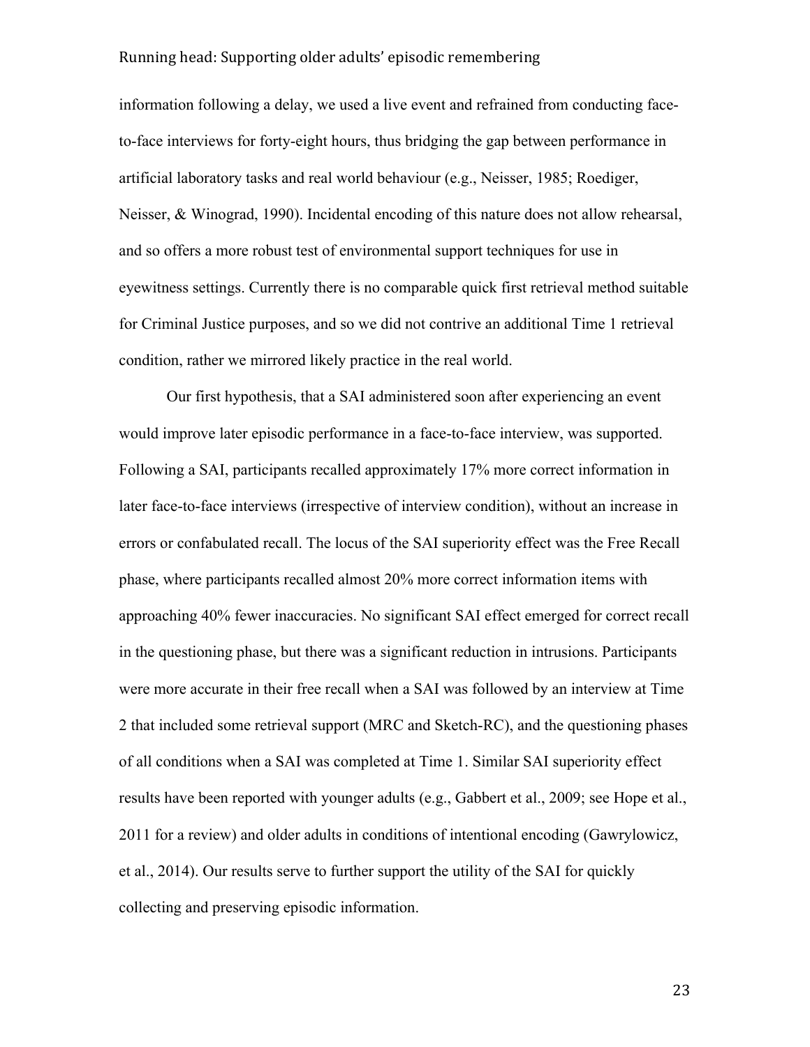information following a delay, we used a live event and refrained from conducting face-to-face interviews for forty-eight hours, thus bridging the gap between performance in artificial laboratory tasks and real world behaviour (e.g., Neisser, 1985; Roediger, Neisser, & Winograd, 1990). Incidental encoding of this nature does not allow rehearsal, and so offers a more robust test of environmental support techniques for use in eyewitness settings. Currently there is no comparable quick first retrieval method suitable for Criminal Justice purposes, and so we did not contrive an additional Time 1 retrieval condition, rather we mirrored likely practice in the real world.

Our first hypothesis, that a SAI administered soon after experiencing an event would improve later episodic performance in a face-to-face interview, was supported. Following a SAI, participants recalled approximately 17% more correct information in later face-to-face interviews (irrespective of interview condition), without an increase in errors or confabulated recall. The locus of the SAI superiority effect was the Free Recall phase, where participants recalled almost 20% more correct information items with approaching 40% fewer inaccuracies. No significant SAI effect emerged for correct recall in the questioning phase, but there was a significant reduction in intrusions. Participants were more accurate in their free recall when a SAI was followed by an interview at Time 2 that included some retrieval support (MRC and Sketch-RC), and the questioning phases of all conditions when a SAI was completed at Time 1. Similar SAI superiority effect results have been reported with younger adults (e.g., Gabbert et al., 2009; see Hope et al., 2011 for a review) and older adults in conditions of intentional encoding (Gawrylowicz, et al., 2014). Our results serve to further support the utility of the SAI for quickly collecting and preserving episodic information.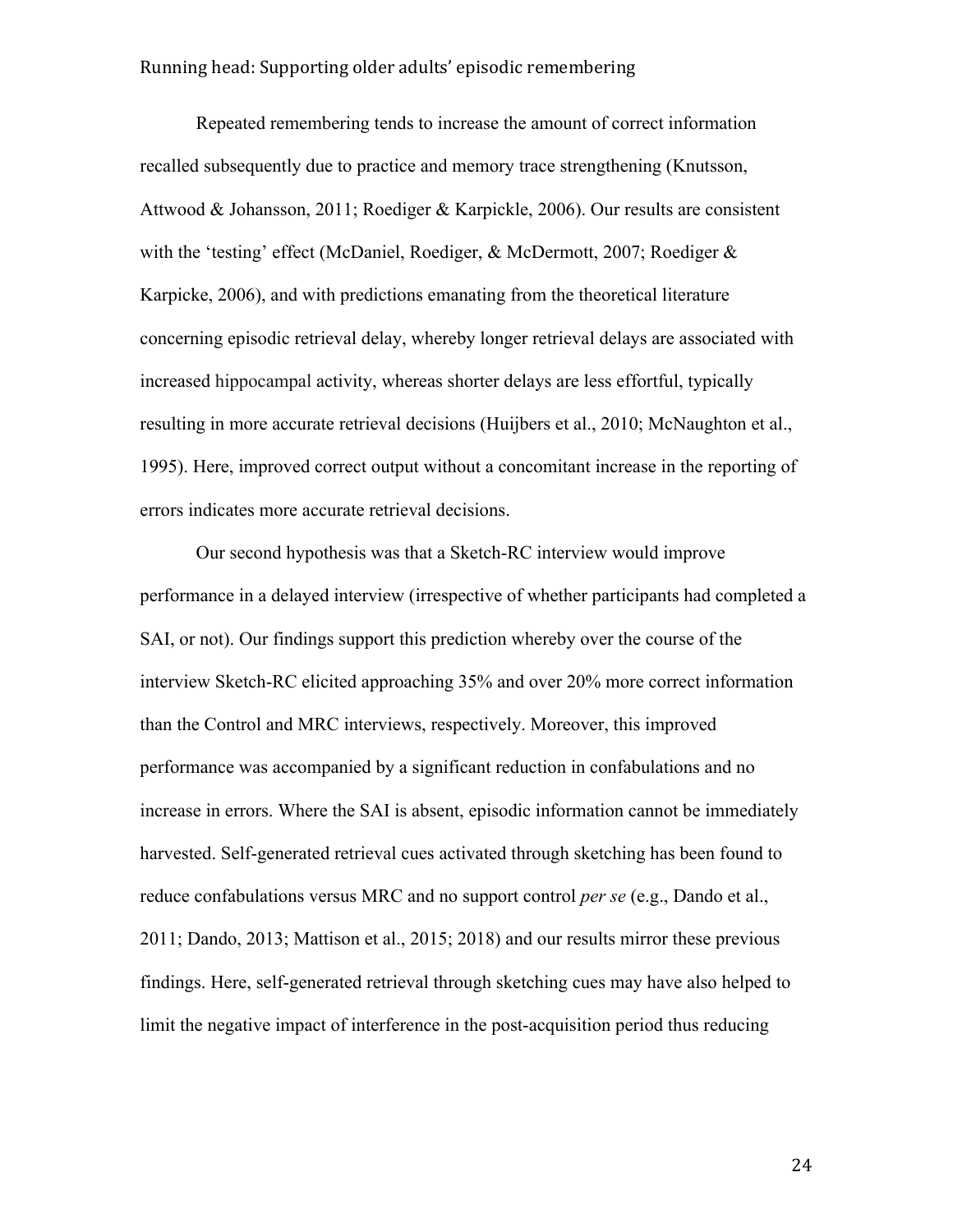Repeated remembering tends to increase the amount of correct information recalled subsequently due to practice and memory trace strengthening (Knutsson, Attwood & Johansson, 2011; Roediger & Karpickle, 2006). Our results are consistent with the 'testing' effect (McDaniel, Roediger, & McDermott, 2007; Roediger & Karpicke, 2006), and with predictions emanating from the theoretical literature concerning episodic retrieval delay, whereby longer retrieval delays are associated with increased hippocampal activity, whereas shorter delays are less effortful, typically resulting in more accurate retrieval decisions (Huijbers et al., 2010; McNaughton et al., 1995). Here, improved correct output without a concomitant increase in the reporting of errors indicates more accurate retrieval decisions.

Our second hypothesis was that a Sketch-RC interview would improve performance in a delayed interview (irrespective of whether participants had completed a SAI, or not). Our findings support this prediction whereby over the course of the interview Sketch-RC elicited approaching 35% and over 20% more correct information than the Control and MRC interviews, respectively. Moreover, this improved performance was accompanied by a significant reduction in confabulations and no increase in errors. Where the SAI is absent, episodic information cannot be immediately harvested. Self-generated retrieval cues activated through sketching has been found to reduce confabulations versus MRC and no support control *per se* (e.g., Dando et al., 2011; Dando, 2013; Mattison et al., 2015; 2018) and our results mirror these previous findings. Here, self-generated retrieval through sketching cues may have also helped to limit the negative impact of interference in the post-acquisition period thus reducing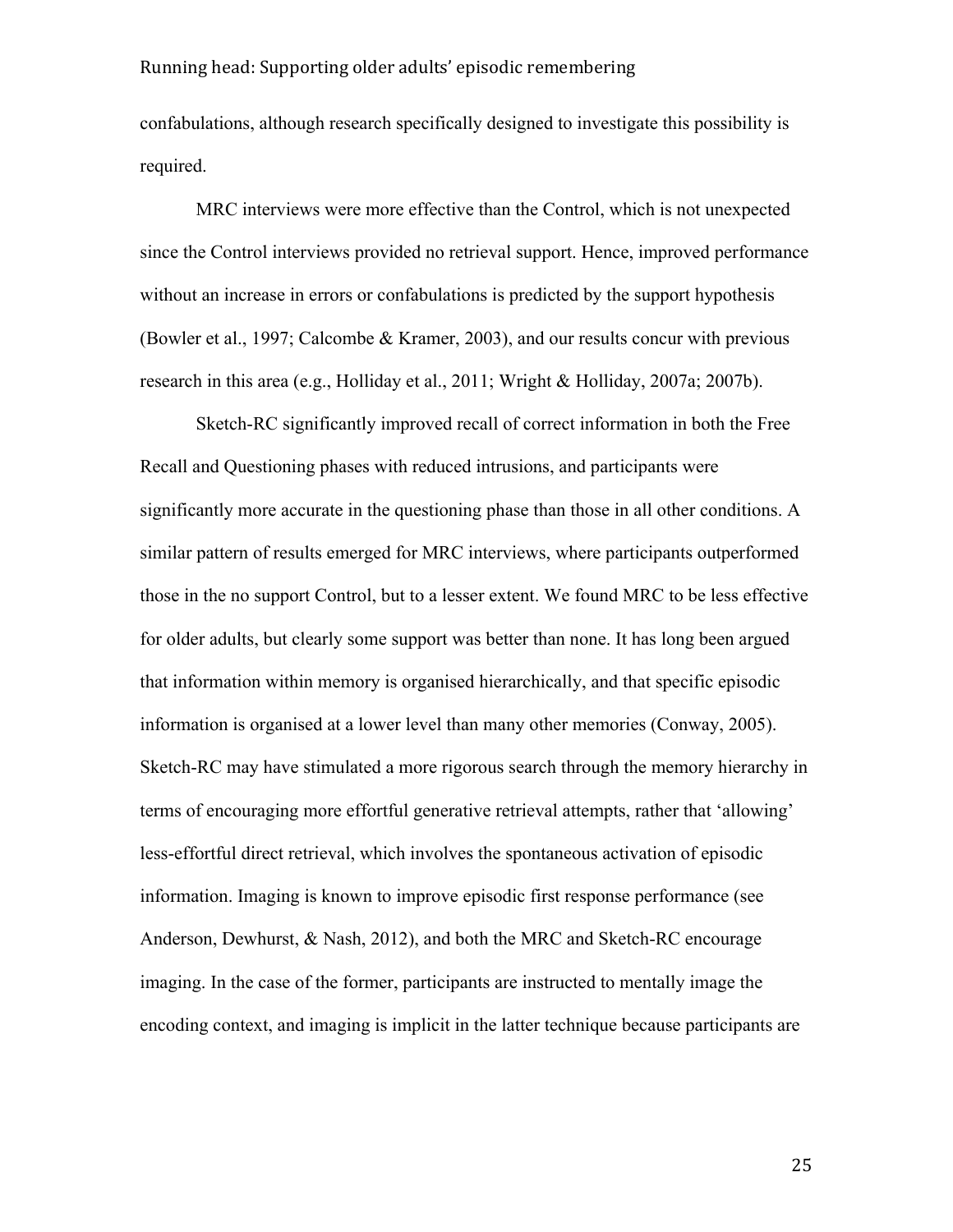confabulations, although research specifically designed to investigate this possibility is required.

MRC interviews were more effective than the Control, which is not unexpected since the Control interviews provided no retrieval support. Hence, improved performance without an increase in errors or confabulations is predicted by the support hypothesis (Bowler et al., 1997; Calcombe & Kramer, 2003), and our results concur with previous research in this area (e.g., Holliday et al., 2011; Wright & Holliday, 2007a; 2007b).

Sketch-RC significantly improved recall of correct information in both the Free Recall and Questioning phases with reduced intrusions, and participants were significantly more accurate in the questioning phase than those in all other conditions. A similar pattern of results emerged for MRC interviews, where participants outperformed those in the no support Control, but to a lesser extent. We found MRC to be less effective for older adults, but clearly some support was better than none. It has long been argued that information within memory is organised hierarchically, and that specific episodic information is organised at a lower level than many other memories (Conway, 2005). Sketch-RC may have stimulated a more rigorous search through the memory hierarchy in terms of encouraging more effortful generative retrieval attempts, rather that 'allowing' less-effortful direct retrieval, which involves the spontaneous activation of episodic information. Imaging is known to improve episodic first response performance (see Anderson, Dewhurst, & Nash, 2012), and both the MRC and Sketch-RC encourage imaging. In the case of the former, participants are instructed to mentally image the encoding context, and imaging is implicit in the latter technique because participants are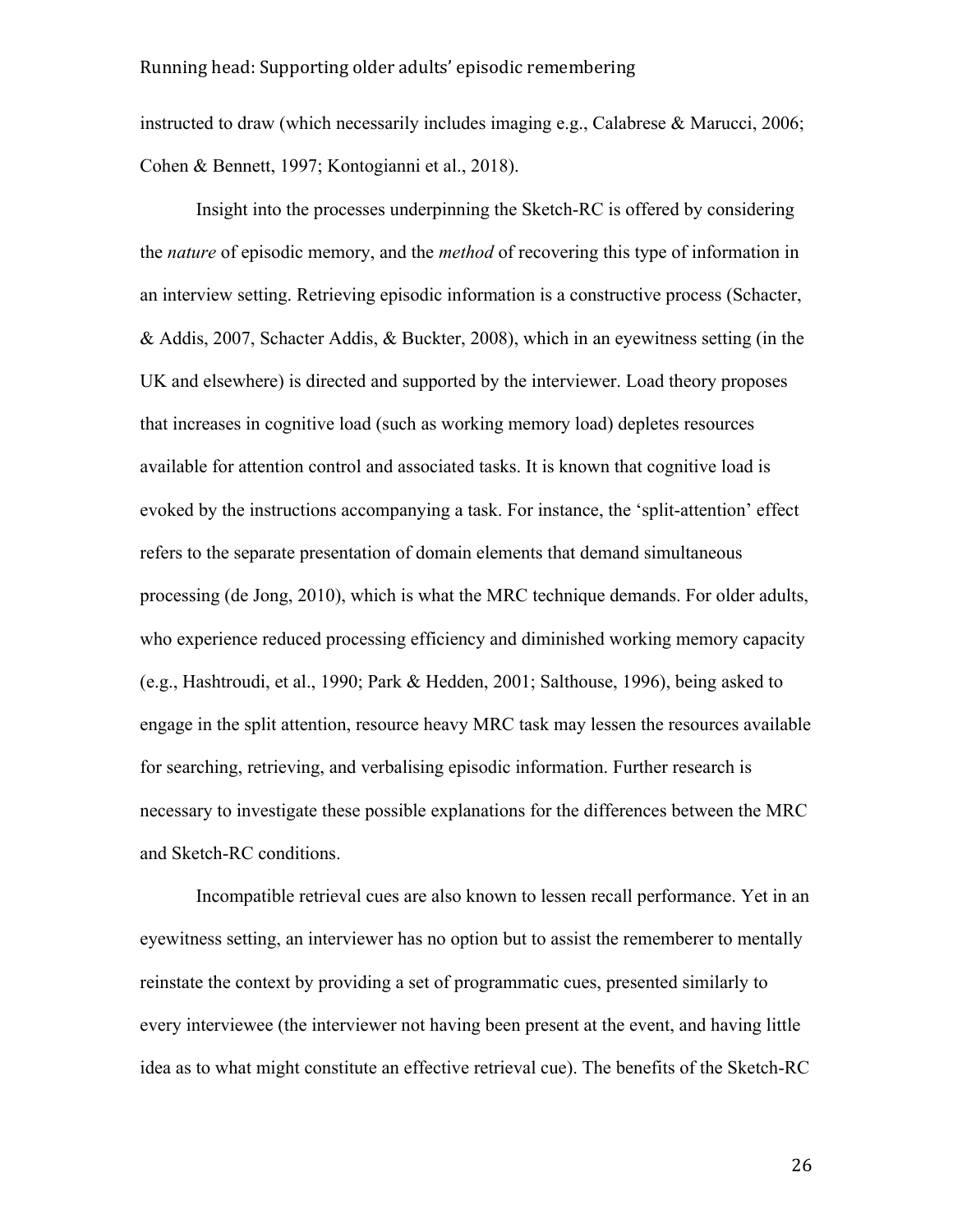instructed to draw (which necessarily includes imaging e.g., Calabrese & Marucci, 2006; Cohen & Bennett, 1997; Kontogianni et al., 2018).

Insight into the processes underpinning the Sketch-RC is offered by considering the *nature* of episodic memory, and the *method* of recovering this type of information in an interview setting. Retrieving episodic information is a constructive process (Schacter, & Addis, 2007, Schacter Addis, & Buckter, 2008), which in an eyewitness setting (in the UK and elsewhere) is directed and supported by the interviewer. Load theory proposes that increases in cognitive load (such as working memory load) depletes resources available for attention control and associated tasks. It is known that cognitive load is evoked by the instructions accompanying a task. For instance, the 'split-attention' effect refers to the separate presentation of domain elements that demand simultaneous processing (de Jong, 2010), which is what the MRC technique demands. For older adults, who experience reduced processing efficiency and diminished working memory capacity (e.g., Hashtroudi, et al., 1990; Park & Hedden, 2001; Salthouse, 1996), being asked to engage in the split attention, resource heavy MRC task may lessen the resources available for searching, retrieving, and verbalising episodic information. Further research is necessary to investigate these possible explanations for the differences between the MRC and Sketch-RC conditions.

Incompatible retrieval cues are also known to lessen recall performance. Yet in an eyewitness setting, an interviewer has no option but to assist the rememberer to mentally reinstate the context by providing a set of programmatic cues, presented similarly to every interviewee (the interviewer not having been present at the event, and having little idea as to what might constitute an effective retrieval cue). The benefits of the Sketch-RC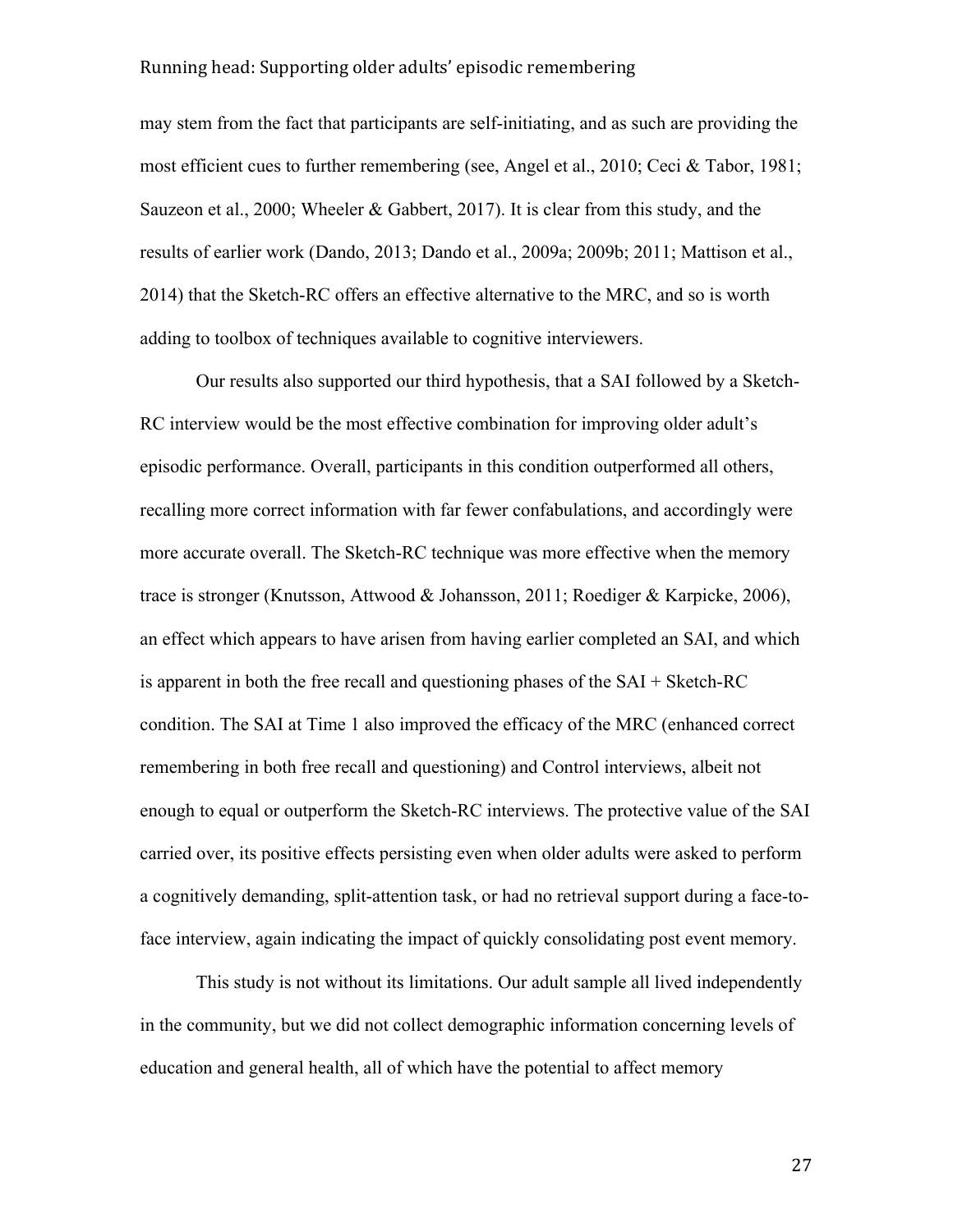may stem from the fact that participants are self-initiating, and as such are providing the most efficient cues to further remembering (see, Angel et al., 2010; Ceci & Tabor, 1981; Sauzeon et al., 2000; Wheeler & Gabbert, 2017). It is clear from this study, and the results of earlier work (Dando, 2013; Dando et al., 2009a; 2009b; 2011; Mattison et al., 2014) that the Sketch-RC offers an effective alternative to the MRC, and so is worth adding to toolbox of techniques available to cognitive interviewers.

Our results also supported our third hypothesis, that a SAI followed by a Sketch-RC interview would be the most effective combination for improving older adult's episodic performance. Overall, participants in this condition outperformed all others, recalling more correct information with far fewer confabulations, and accordingly were more accurate overall. The Sketch-RC technique was more effective when the memory trace is stronger (Knutsson, Attwood & Johansson, 2011; Roediger & Karpicke, 2006), an effect which appears to have arisen from having earlier completed an SAI, and which is apparent in both the free recall and questioning phases of the SAI + Sketch-RC condition. The SAI at Time 1 also improved the efficacy of the MRC (enhanced correct remembering in both free recall and questioning) and Control interviews, albeit not enough to equal or outperform the Sketch-RC interviews. The protective value of the SAI carried over, its positive effects persisting even when older adults were asked to perform a cognitively demanding, split-attention task, or had no retrieval support during a face-to-face interview, again indicating the impact of quickly consolidating post event memory.

This study is not without its limitations. Our adult sample all lived independently in the community, but we did not collect demographic information concerning levels of education and general health, all of which have the potential to affect memory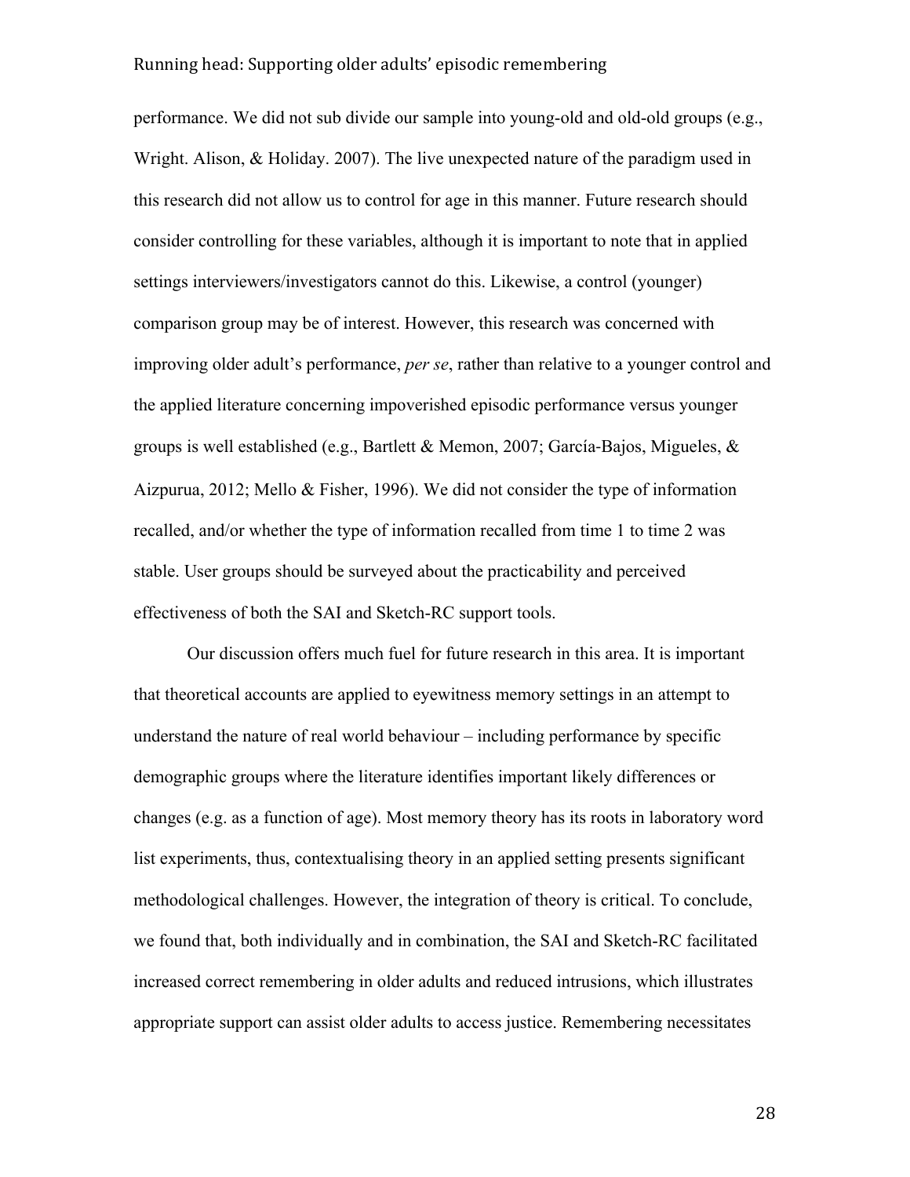performance. We did not sub divide our sample into young-old and old-old groups (e.g., Wright. Alison, & Holiday. 2007). The live unexpected nature of the paradigm used in this research did not allow us to control for age in this manner. Future research should consider controlling for these variables, although it is important to note that in applied settings interviewers/investigators cannot do this. Likewise, a control (younger) comparison group may be of interest. However, this research was concerned with improving older adult's performance, *per se*, rather than relative to a younger control and the applied literature concerning impoverished episodic performance versus younger groups is well established (e.g., Bartlett & Memon, 2007; García-Bajos, Migueles, & Aizpurua, 2012; Mello & Fisher, 1996). We did not consider the type of information recalled, and/or whether the type of information recalled from time 1 to time 2 was stable. User groups should be surveyed about the practicability and perceived effectiveness of both the SAI and Sketch-RC support tools.

Our discussion offers much fuel for future research in this area. It is important that theoretical accounts are applied to eyewitness memory settings in an attempt to understand the nature of real world behaviour – including performance by specific demographic groups where the literature identifies important likely differences or changes (e.g. as a function of age). Most memory theory has its roots in laboratory word list experiments, thus, contextualising theory in an applied setting presents significant methodological challenges. However, the integration of theory is critical. To conclude, we found that, both individually and in combination, the SAI and Sketch-RC facilitated increased correct remembering in older adults and reduced intrusions, which illustrates appropriate support can assist older adults to access justice. Remembering necessitates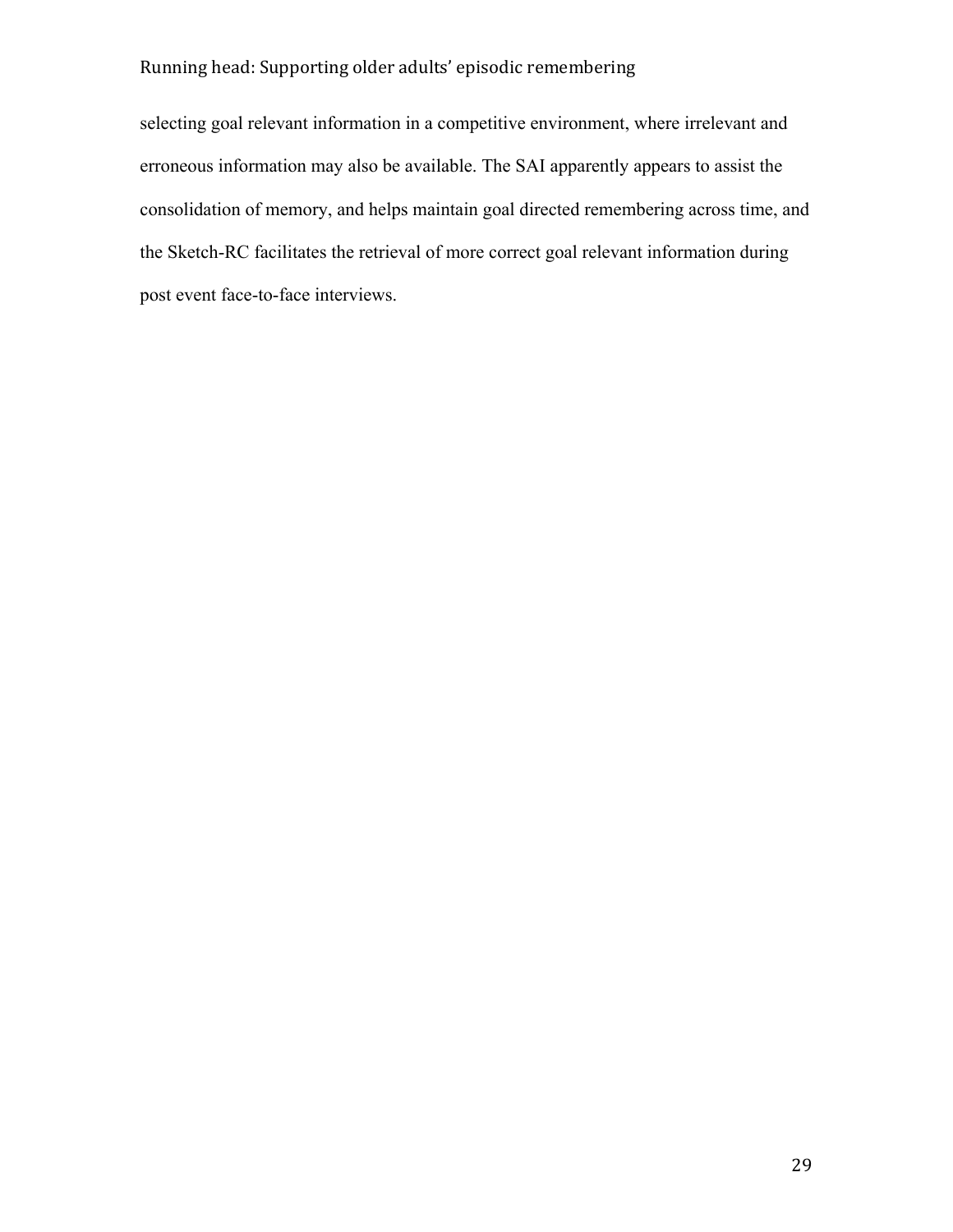selecting goal relevant information in a competitive environment, where irrelevant and erroneous information may also be available. The SAI apparently appears to assist the consolidation of memory, and helps maintain goal directed remembering across time, and the Sketch-RC facilitates the retrieval of more correct goal relevant information during post event face-to-face interviews.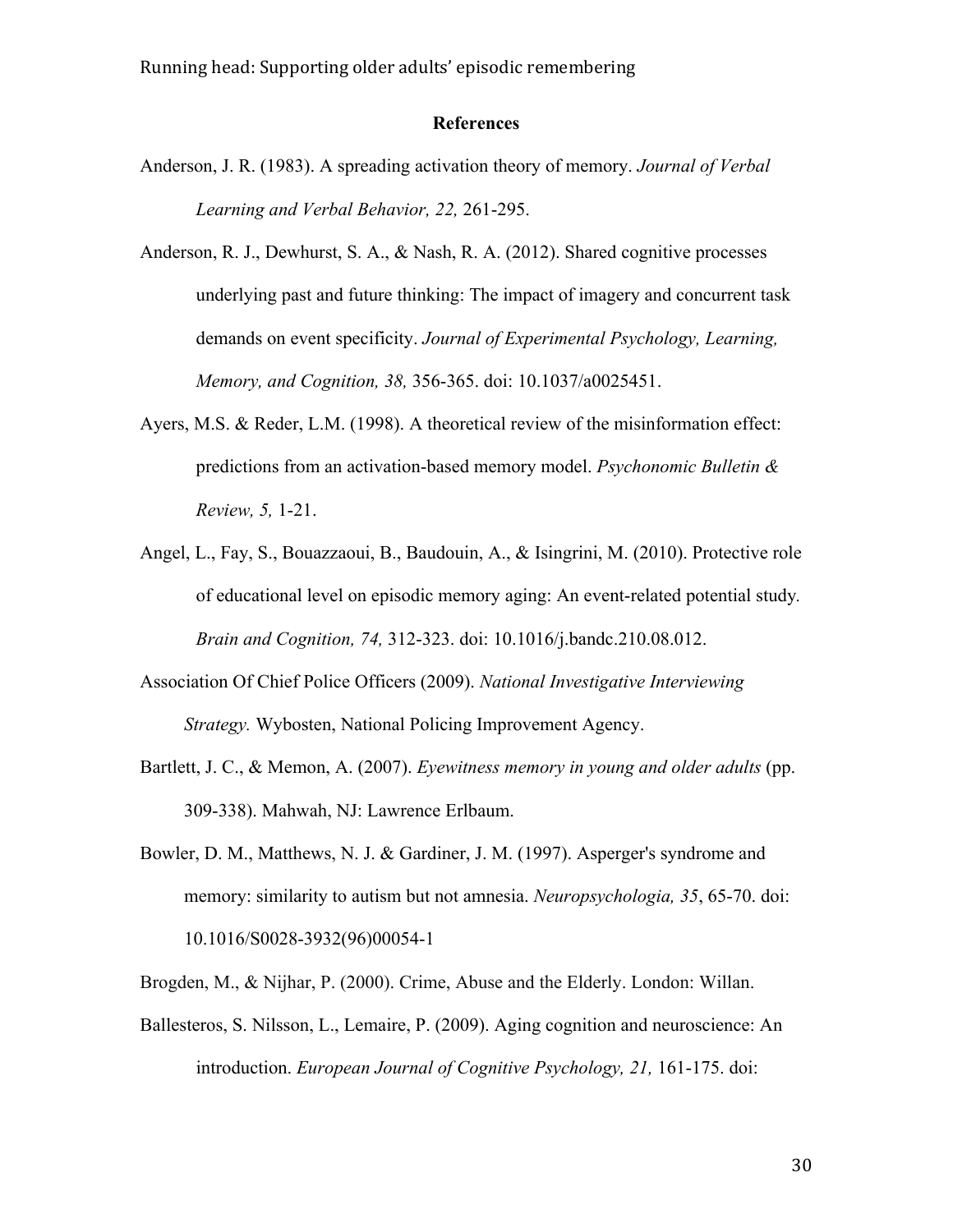**References**

Anderson, J. R. (1983). A spreading activation theory of memory. *Journal of Verbal Learning and Verbal Behavior, 22,* 261-295.

Anderson, R. J., Dewhurst, S. A., & Nash, R. A. (2012). Shared cognitive processes underlying past and future thinking: The impact of imagery and concurrent task demands on event specificity. *Journal of Experimental Psychology, Learning, Memory, and Cognition, 38,* 356-365. doi: 10.1037/a0025451.

Ayers, M.S. & Reder, L.M. (1998). A theoretical review of the misinformation effect: predictions from an activation-based memory model. *Psychonomic Bulletin & Review, 5,* 1-21.

Angel, L., Fay, S., Bouazzaoui, B., Baudouin, A., & Isingrini, M. (2010). Protective role of educational level on episodic memory aging: An event-related potential study. *Brain and Cognition, 74,* 312-323. doi: 10.1016/j.bandc.210.08.012.

Association Of Chief Police Officers (2009). *National Investigative Interviewing Strategy.* Wybosten, National Policing Improvement Agency.

Bartlett, J. C., & Memon, A. (2007). *Eyewitness memory in young and older adults* (pp. 309-338). Mahwah, NJ: Lawrence Erlbaum.

Bowler, D. M., Matthews, N. J. & Gardiner, J. M. (1997). Asperger's syndrome and memory: similarity to autism but not amnesia. *Neuropsychologia, 35*, 65-70. doi: 10.1016/S0028-3932(96)00054-1

Brogden, M., & Nijhar, P. (2000). Crime, Abuse and the Elderly. London: Willan.

Ballesteros, S. Nilsson, L., Lemaire, P. (2009). Aging cognition and neuroscience: An introduction. *European Journal of Cognitive Psychology, 21,* 161-175. doi: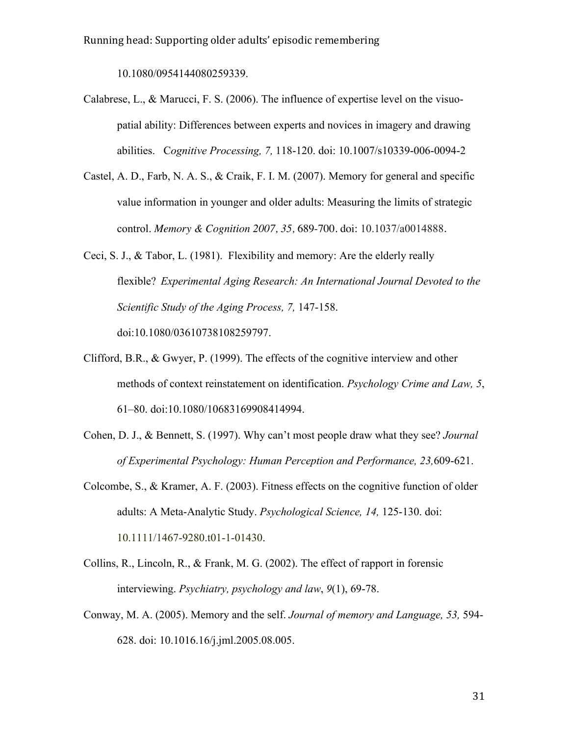10.1080/0954144080259339.

Calabrese, L., & Marucci, F. S. (2006). The influence of expertise level on the visuo-patial ability: Differences between experts and novices in imagery and drawing abilities. *Cognitive Processing, 7,* 118-120. doi: 10.1007/s10339-006-0094-2

Castel, A. D., Farb, N. A. S., & Craik, F. I. M. (2007). Memory for general and specific value information in younger and older adults: Measuring the limits of strategic control. *Memory & Cognition 2007, 35,* 689-700. doi: 10.1037/a0014888.

Ceci, S. J., & Tabor, L. (1981). Flexibility and memory: Are the elderly really flexible? *Experimental Aging Research: An International Journal Devoted to the Scientific Study of the Aging Process, 7,* 147-158. doi:10.1080/03610738108259797.

Clifford, B.R., & Gwyer, P. (1999). The effects of the cognitive interview and other methods of context reinstatement on identification. *Psychology Crime and Law, 5*, 61–80. doi:10.1080/10683169908414994.

Cohen, D. J., & Bennett, S. (1997). Why can't most people draw what they see? *Journal of Experimental Psychology: Human Perception and Performance, 23,*609-621.

Colcombe, S., & Kramer, A. F. (2003). Fitness effects on the cognitive function of older adults: A Meta-Analytic Study. *Psychological Science, 14,* 125-130. doi: 10.1111/1467-9280.t01-1-01430.

Collins, R., Lincoln, R., & Frank, M. G. (2002). The effect of rapport in forensic interviewing. *Psychiatry, psychology and law*, *9*(1), 69-78.

Conway, M. A. (2005). Memory and the self. *Journal of memory and Language, 53,* 594-628. doi: 10.1016.16/j.jml.2005.08.005.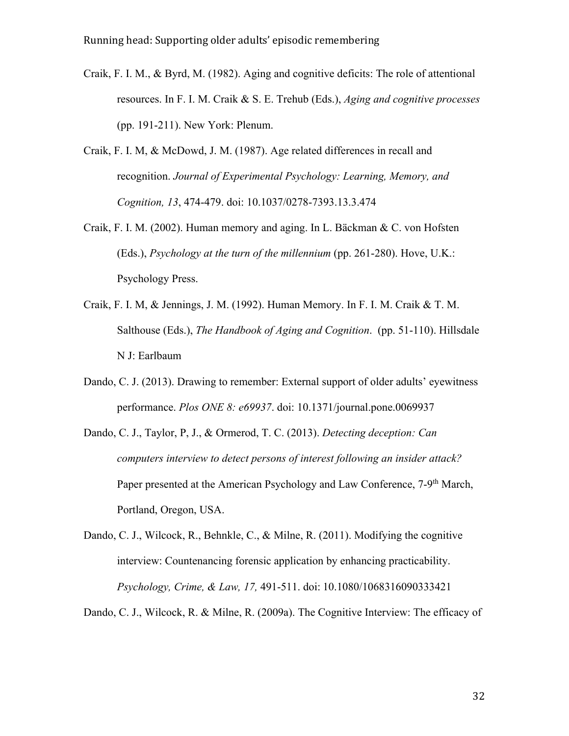Craik, F. I. M., & Byrd, M. (1982). Aging and cognitive deficits: The role of attentional resources. In F. I. M. Craik & S. E. Trehub (Eds.), *Aging and cognitive processes* (pp. 191-211). New York: Plenum.

Craik, F. I. M, & McDowd, J. M. (1987). Age related differences in recall and recognition. *Journal of Experimental Psychology: Learning, Memory, and Cognition, 13*, 474-479. doi: 10.1037/0278-7393.13.3.474

Craik, F. I. M. (2002). Human memory and aging. In L. Bäckman & C. von Hofsten (Eds.), *Psychology at the turn of the millennium* (pp. 261-280). Hove, U.K.: Psychology Press.

Craik, F. I. M, & Jennings, J. M. (1992). Human Memory. In F. I. M. Craik & T. M. Salthouse (Eds.), *The Handbook of Aging and Cognition*. (pp. 51-110). Hillsdale N J: Earlbaum

Dando, C. J. (2013). Drawing to remember: External support of older adults' eyewitness performance. *Plos ONE 8: e69937*. doi: 10.1371/journal.pone.0069937

Dando, C. J., Taylor, P, J., & Ormerod, T. C. (2013). *Detecting deception: Can computers interview to detect persons of interest following an insider attack?* Paper presented at the American Psychology and Law Conference, 7-9th March, Portland, Oregon, USA.

Dando, C. J., Wilcock, R., Behnkle, C., & Milne, R. (2011). Modifying the cognitive interview: Countenancing forensic application by enhancing practicability. *Psychology, Crime, & Law, 17,* 491-511. doi: 10.1080/1068316090333421

Dando, C. J., Wilcock, R. & Milne, R. (2009a). The Cognitive Interview: The efficacy of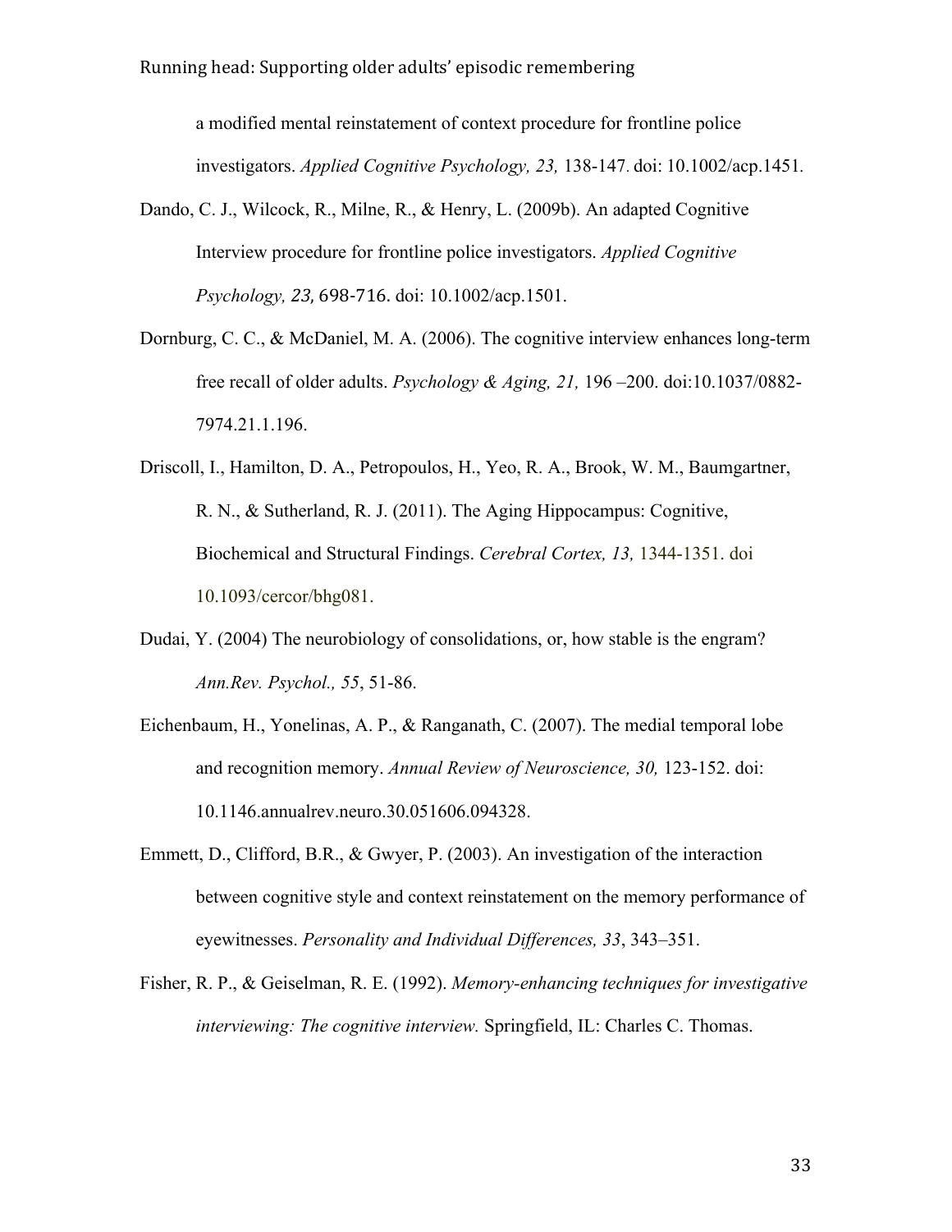a modified mental reinstatement of context procedure for frontline police investigators. *Applied Cognitive Psychology, 23,* 138-147. doi: 10.1002/acp.1451.

Dando, C. J., Wilcock, R., Milne, R., & Henry, L. (2009b). An adapted Cognitive Interview procedure for frontline police investigators. *Applied Cognitive Psychology, 23,* 698-716. doi: 10.1002/acp.1501.

Dornburg, C. C., & McDaniel, M. A. (2006). The cognitive interview enhances long-term free recall of older adults. *Psychology & Aging, 21,* 196 –200. doi:10.1037/0882-7974.21.1.196.

Driscoll, I., Hamilton, D. A., Petropoulos, H., Yeo, R. A., Brook, W. M., Baumgartner, R. N., & Sutherland, R. J. (2011). The Aging Hippocampus: Cognitive, Biochemical and Structural Findings. *Cerebral Cortex, 13,* 1344-1351. doi 10.1093/cercor/bhg081.

Dudai, Y. (2004) The neurobiology of consolidations, or, how stable is the engram? *Ann.Rev. Psychol., 55*, 51-86.

Eichenbaum, H., Yonelinas, A. P., & Ranganath, C. (2007). The medial temporal lobe and recognition memory. *Annual Review of Neuroscience, 30,* 123-152. doi: 10.1146.annualrev.neuro.30.051606.094328.

Emmett, D., Clifford, B.R., & Gwyer, P. (2003). An investigation of the interaction between cognitive style and context reinstatement on the memory performance of eyewitnesses. *Personality and Individual Differences, 33*, 343–351.

Fisher, R. P., & Geiselman, R. E. (1992). *Memory-enhancing techniques for investigative interviewing: The cognitive interview.* Springfield, IL: Charles C. Thomas.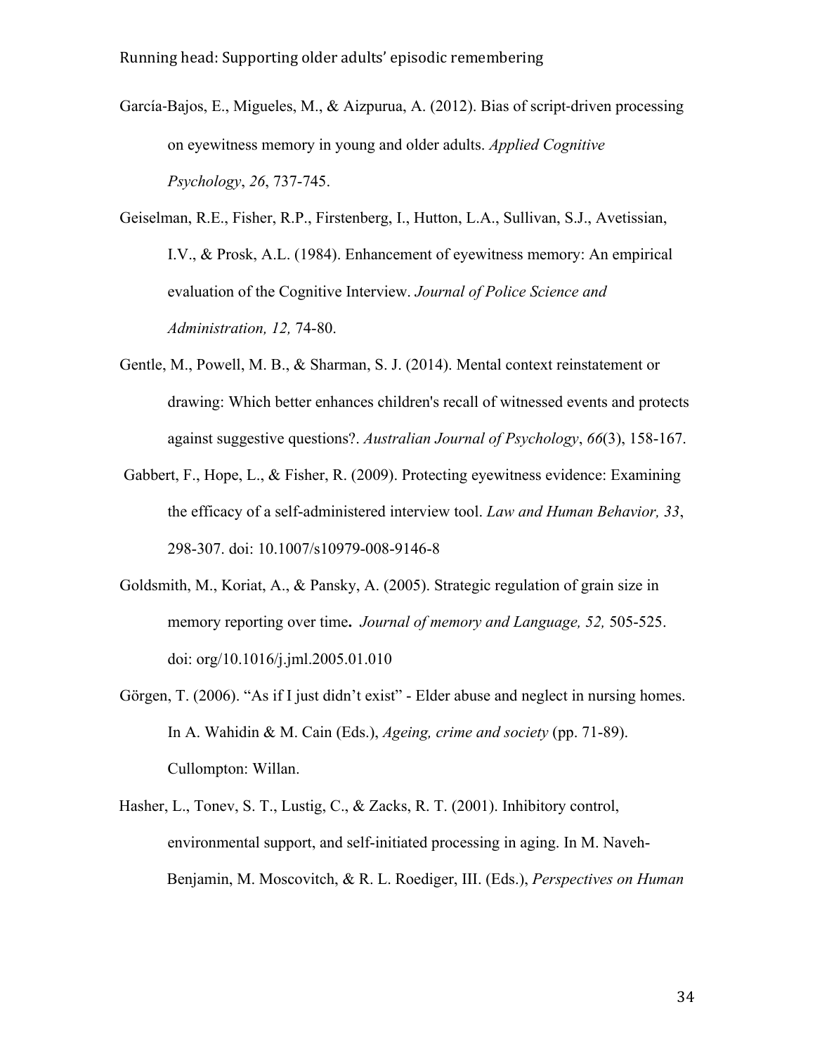García-Bajos, E., Migueles, M., & Aizpurua, A. (2012). Bias of script-driven processing on eyewitness memory in young and older adults. *Applied Cognitive Psychology*, *26*, 737-745.

Geiselman, R.E., Fisher, R.P., Firstenberg, I., Hutton, L.A., Sullivan, S.J., Avetissian, I.V., & Prosk, A.L. (1984). Enhancement of eyewitness memory: An empirical evaluation of the Cognitive Interview. *Journal of Police Science and Administration, 12,* 74-80.

Gentle, M., Powell, M. B., & Sharman, S. J. (2014). Mental context reinstatement or drawing: Which better enhances children's recall of witnessed events and protects against suggestive questions?. *Australian Journal of Psychology*, *66*(3), 158-167.

Gabbert, F., Hope, L., & Fisher, R. (2009). Protecting eyewitness evidence: Examining the efficacy of a self-administered interview tool. *Law and Human Behavior, 33*, 298-307. doi: 10.1007/s10979-008-9146-8

Goldsmith, M., Koriat, A., & Pansky, A. (2005). Strategic regulation of grain size in memory reporting over time**.** *Journal of memory and Language, 52,* 505-525. doi: org/10.1016/j.jml.2005.01.010

Görgen, T. (2006). "As if I just didn't exist" - Elder abuse and neglect in nursing homes. In A. Wahidin & M. Cain (Eds.), *Ageing, crime and society* (pp. 71-89). Cullompton: Willan.

Hasher, L., Tonev, S. T., Lustig, C., & Zacks, R. T. (2001). Inhibitory control, environmental support, and self-initiated processing in aging. In M. Naveh-Benjamin, M. Moscovitch, & R. L. Roediger, III. (Eds.), *Perspectives on Human*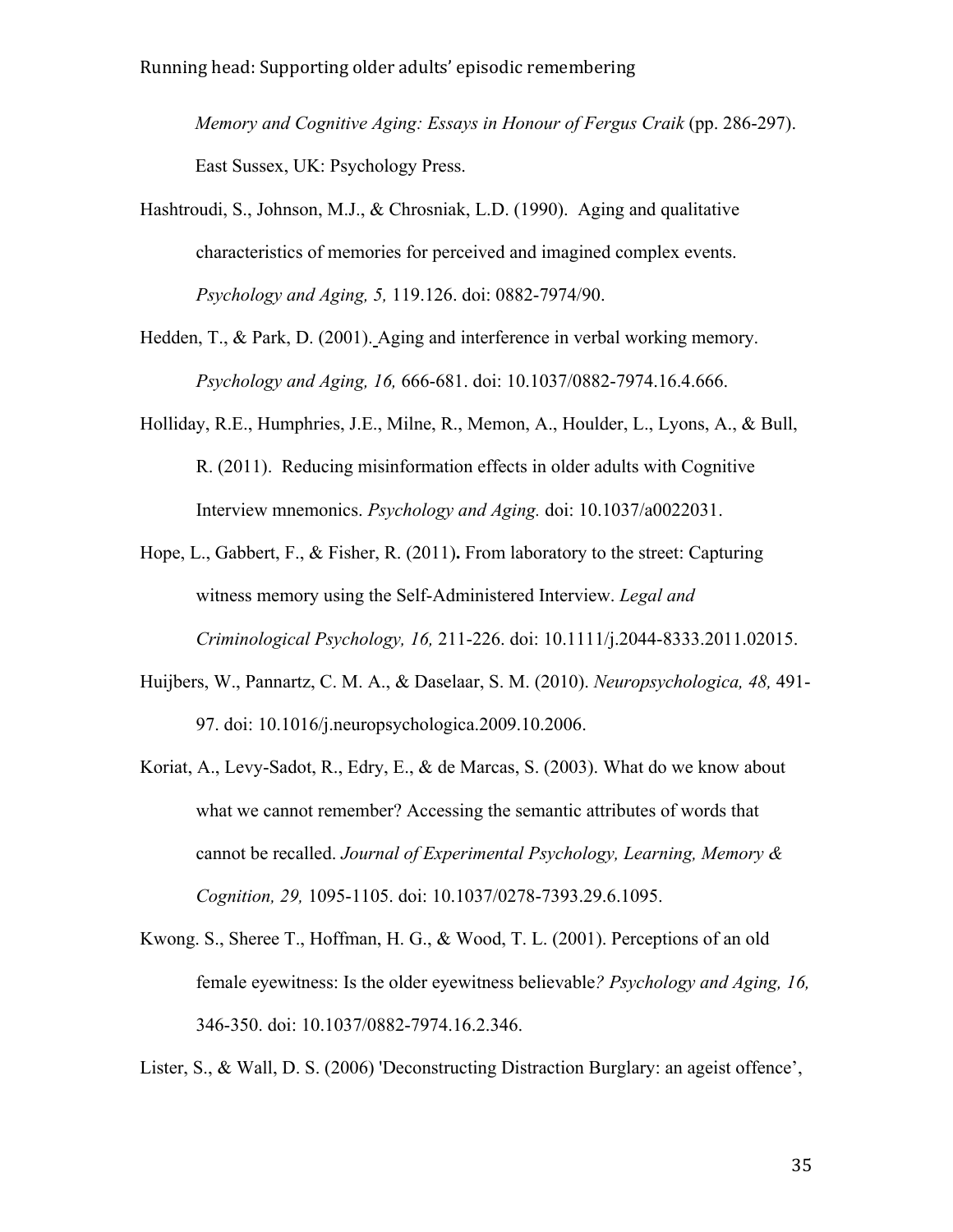*Memory and Cognitive Aging: Essays in Honour of Fergus Craik* (pp. 286-297). East Sussex, UK: Psychology Press.

Hashtroudi, S., Johnson, M.J., & Chrosniak, L.D. (1990). Aging and qualitative characteristics of memories for perceived and imagined complex events. *Psychology and Aging, 5,* 119.126. doi: 0882-7974/90.

Hedden, T., & Park, D. (2001). Aging and interference in verbal working memory. *Psychology and Aging, 16,* 666-681. doi: 10.1037/0882-7974.16.4.666.

Holliday, R.E., Humphries, J.E., Milne, R., Memon, A., Houlder, L., Lyons, A., & Bull, R. (2011). Reducing misinformation effects in older adults with Cognitive Interview mnemonics. *Psychology and Aging.* doi: 10.1037/a0022031.

Hope, L., Gabbert, F., & Fisher, R. (2011)**.** From laboratory to the street: Capturing witness memory using the Self-Administered Interview. *Legal and Criminological Psychology, 16,* 211-226. doi: 10.1111/j.2044-8333.2011.02015.

Huijbers, W., Pannartz, C. M. A., & Daselaar, S. M. (2010). *Neuropsychologica, 48,* 491-97. doi: 10.1016/j.neuropsychologica.2009.10.2006.

Koriat, A., Levy-Sadot, R., Edry, E., & de Marcas, S. (2003). What do we know about what we cannot remember? Accessing the semantic attributes of words that cannot be recalled. *Journal of Experimental Psychology, Learning, Memory & Cognition, 29,* 1095-1105. doi: 10.1037/0278-7393.29.6.1095.

Kwong. S., Sheree T., Hoffman, H. G., & Wood, T. L. (2001). Perceptions of an old female eyewitness: Is the older eyewitness believable*? Psychology and Aging, 16,* 346-350. doi: 10.1037/0882-7974.16.2.346.

Lister, S., & Wall, D. S. (2006) 'Deconstructing Distraction Burglary: an ageist offence',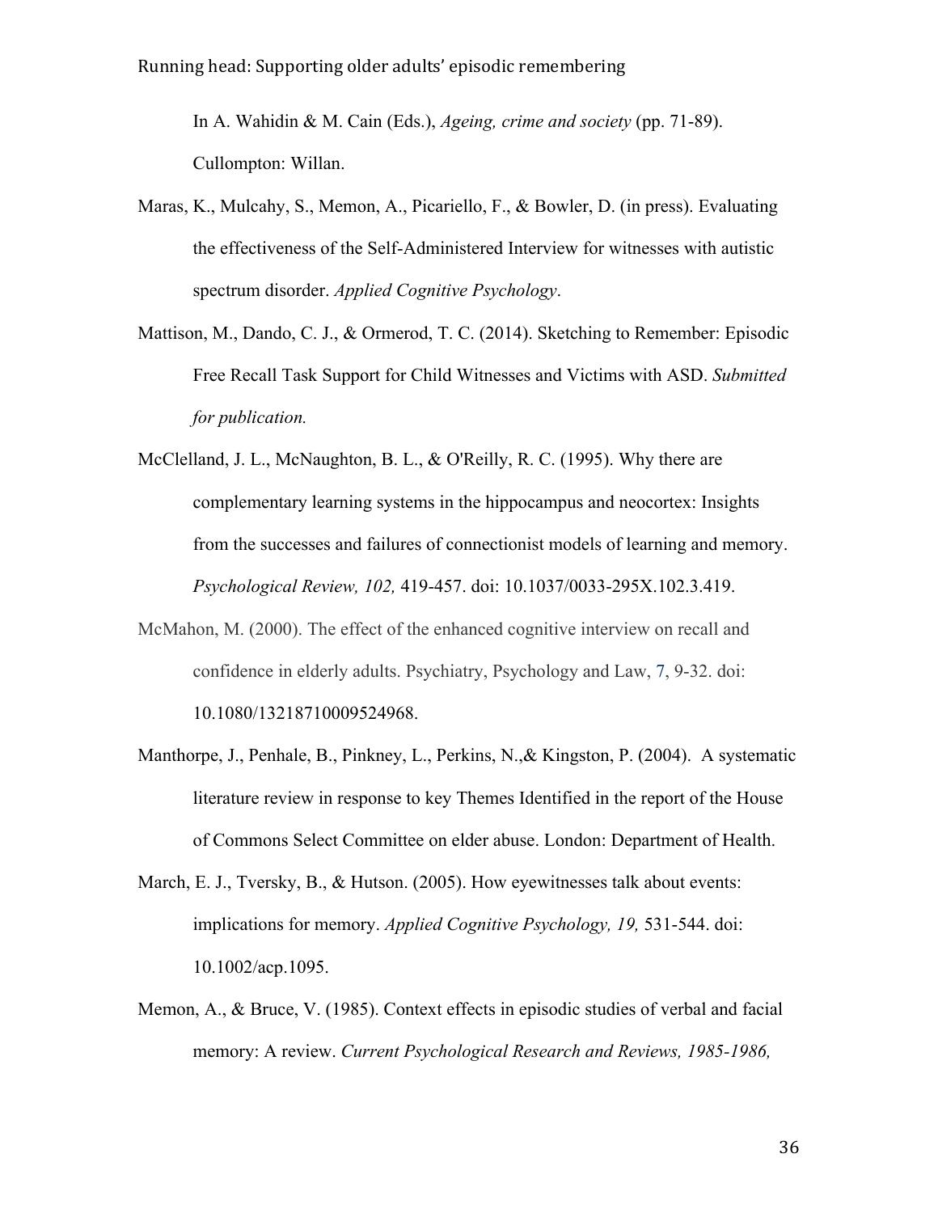In A. Wahidin & M. Cain (Eds.), *Ageing, crime and society* (pp. 71-89). Cullompton: Willan.

Maras, K., Mulcahy, S., Memon, A., Picariello, F., & Bowler, D. (in press). Evaluating the effectiveness of the Self-Administered Interview for witnesses with autistic spectrum disorder. *Applied Cognitive Psychology*.

Mattison, M., Dando, C. J., & Ormerod, T. C. (2014). Sketching to Remember: Episodic Free Recall Task Support for Child Witnesses and Victims with ASD. *Submitted for publication.*

McClelland, J. L., McNaughton, B. L., & O'Reilly, R. C. (1995). Why there are complementary learning systems in the hippocampus and neocortex: Insights from the successes and failures of connectionist models of learning and memory. *Psychological Review, 102,* 419-457. doi: 10.1037/0033-295X.102.3.419.

McMahon, M. (2000). The effect of the enhanced cognitive interview on recall and confidence in elderly adults. Psychiatry, Psychology and Law, 7, 9-32. doi: 10.1080/13218710009524968.

Manthorpe, J., Penhale, B., Pinkney, L., Perkins, N.,& Kingston, P. (2004). A systematic literature review in response to key Themes Identified in the report of the House of Commons Select Committee on elder abuse. London: Department of Health.

March, E. J., Tversky, B., & Hutson. (2005). How eyewitnesses talk about events: implications for memory. *Applied Cognitive Psychology, 19,* 531-544. doi: 10.1002/acp.1095.

Memon, A., & Bruce, V. (1985). Context effects in episodic studies of verbal and facial memory: A review. *Current Psychological Research and Reviews, 1985-1986,*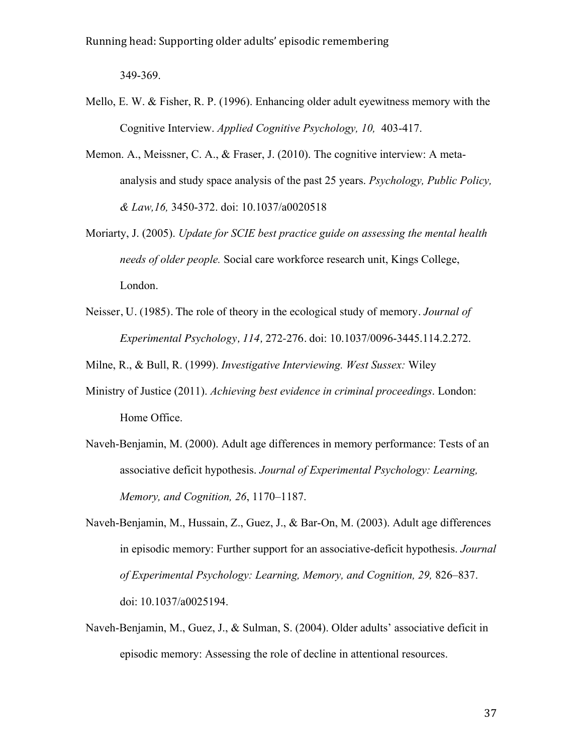349-369.

Mello, E. W. & Fisher, R. P. (1996). Enhancing older adult eyewitness memory with the Cognitive Interview. *Applied Cognitive Psychology, 10,* 403-417.

Memon. A., Meissner, C. A., & Fraser, J. (2010). The cognitive interview: A meta-analysis and study space analysis of the past 25 years. *Psychology, Public Policy, & Law,16,* 3450-372. doi: 10.1037/a0020518

Moriarty, J. (2005). *Update for SCIE best practice guide on assessing the mental health needs of older people.* Social care workforce research unit, Kings College, London.

Neisser, U. (1985). The role of theory in the ecological study of memory. *Journal of Experimental Psychology, 114,* 272-276. doi: 10.1037/0096-3445.114.2.272.

Milne, R., & Bull, R. (1999). *Investigative Interviewing. West Sussex:* Wiley

Ministry of Justice (2011). *Achieving best evidence in criminal proceedings*. London: Home Office.

Naveh-Benjamin, M. (2000). Adult age differences in memory performance: Tests of an associative deficit hypothesis. *Journal of Experimental Psychology: Learning, Memory, and Cognition, 26*, 1170–1187.

Naveh-Benjamin, M., Hussain, Z., Guez, J., & Bar-On, M. (2003). Adult age differences in episodic memory: Further support for an associative-deficit hypothesis. *Journal of Experimental Psychology: Learning, Memory, and Cognition, 29,* 826–837. doi: 10.1037/a0025194.

Naveh-Benjamin, M., Guez, J., & Sulman, S. (2004). Older adults' associative deficit in episodic memory: Assessing the role of decline in attentional resources.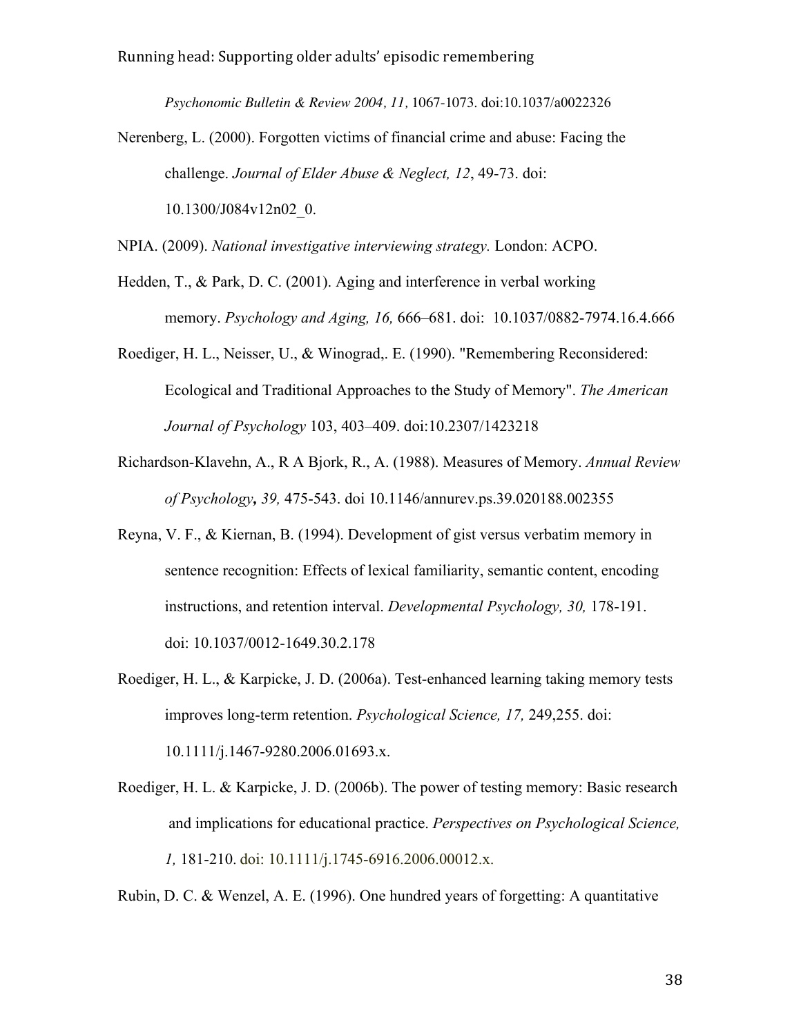*Psychonomic Bulletin & Review 2004, 11,* 1067-1073. doi:10.1037/a0022326

Nerenberg, L. (2000). Forgotten victims of financial crime and abuse: Facing the challenge. *Journal of Elder Abuse & Neglect, 12*, 49-73. doi: 10.1300/J084v12n02_0.

NPIA. (2009). *National investigative interviewing strategy.* London: ACPO.

Hedden, T., & Park, D. C. (2001). Aging and interference in verbal working memory. *Psychology and Aging, 16,* 666–681. doi: 10.1037/0882-7974.16.4.666

Roediger, H. L., Neisser, U., & Winograd,. E. (1990). "Remembering Reconsidered: Ecological and Traditional Approaches to the Study of Memory". *The American Journal of Psychology* 103, 403–409. doi:10.2307/1423218

Richardson-Klavehn, A., R A Bjork, R., A. (1988). Measures of Memory. *Annual Review of Psychology, 39,* 475-543. doi 10.1146/annurev.ps.39.020188.002355

Reyna, V. F., & Kiernan, B. (1994). Development of gist versus verbatim memory in sentence recognition: Effects of lexical familiarity, semantic content, encoding instructions, and retention interval. *Developmental Psychology, 30,* 178-191. doi: 10.1037/0012-1649.30.2.178

Roediger, H. L., & Karpicke, J. D. (2006a). Test-enhanced learning taking memory tests improves long-term retention. *Psychological Science, 17,* 249,255. doi: 10.1111/j.1467-9280.2006.01693.x.

Roediger, H. L. & Karpicke, J. D. (2006b). The power of testing memory: Basic research and implications for educational practice. *Perspectives on Psychological Science, 1,* 181-210. doi: 10.1111/j.1745-6916.2006.00012.x.

Rubin, D. C. & Wenzel, A. E. (1996). One hundred years of forgetting: A quantitative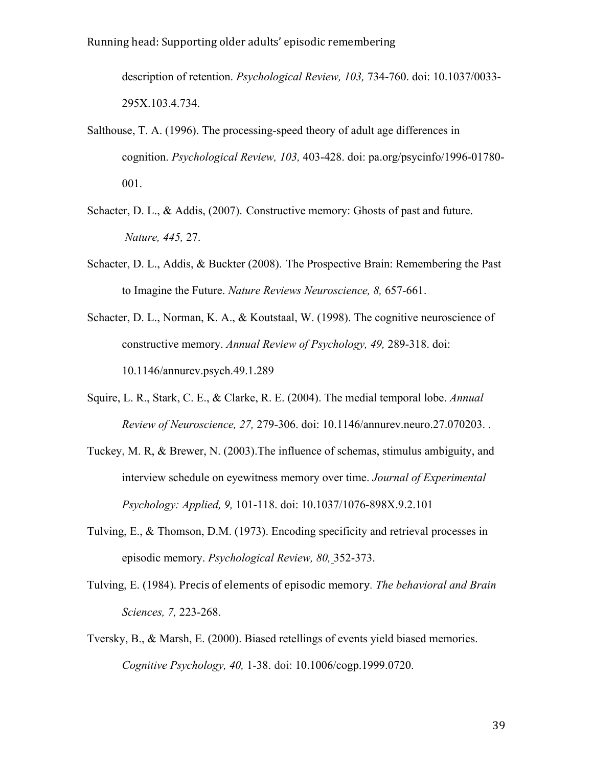description of retention. *Psychological Review, 103,* 734-760. doi: 10.1037/0033-295X.103.4.734.

Salthouse, T. A. (1996). The processing-speed theory of adult age differences in cognition. *Psychological Review, 103,* 403-428. doi: pa.org/psycinfo/1996-01780-001.

Schacter, D. L., & Addis, (2007). Constructive memory: Ghosts of past and future. *Nature, 445,* 27.

Schacter, D. L., Addis, & Buckter (2008). The Prospective Brain: Remembering the Past to Imagine the Future. *Nature Reviews Neuroscience, 8,* 657-661.

Schacter, D. L., Norman, K. A., & Koutstaal, W. (1998). The cognitive neuroscience of constructive memory. *Annual Review of Psychology, 49,* 289-318. doi: 10.1146/annurev.psych.49.1.289

Squire, L. R., Stark, C. E., & Clarke, R. E. (2004). The medial temporal lobe. *Annual Review of Neuroscience, 27,* 279-306. doi: 10.1146/annurev.neuro.27.070203. .

Tuckey, M. R, & Brewer, N. (2003).The influence of schemas, stimulus ambiguity, and interview schedule on eyewitness memory over time. *Journal of Experimental Psychology: Applied, 9,* 101-118. doi: 10.1037/1076-898X.9.2.101

Tulving, E., & Thomson, D.M. (1973). Encoding specificity and retrieval processes in episodic memory. *Psychological Review, 80,* 352-373.

Tulving, E. (1984). Precis of elements of episodic memory. *The behavioral and Brain Sciences, 7,* 223-268.

Tversky, B., & Marsh, E. (2000). Biased retellings of events yield biased memories. *Cognitive Psychology, 40,* 1-38. doi: 10.1006/cogp.1999.0720.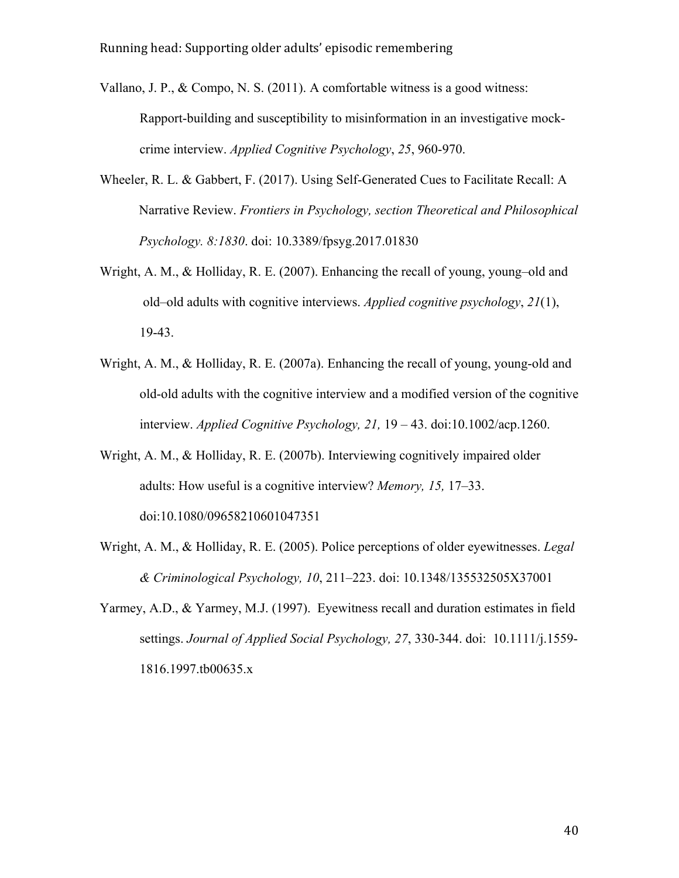Vallano, J. P., & Compo, N. S. (2011). A comfortable witness is a good witness: Rapport-building and susceptibility to misinformation in an investigative mock-crime interview. *Applied Cognitive Psychology*, *25*, 960-970.

Wheeler, R. L. & Gabbert, F. (2017). Using Self-Generated Cues to Facilitate Recall: A Narrative Review. *Frontiers in Psychology, section Theoretical and Philosophical Psychology. 8:1830*. doi: 10.3389/fpsyg.2017.01830

Wright, A. M., & Holliday, R. E. (2007). Enhancing the recall of young, young–old and old–old adults with cognitive interviews. *Applied cognitive psychology*, *21*(1), 19-43.

Wright, A. M., & Holliday, R. E. (2007a). Enhancing the recall of young, young-old and old-old adults with the cognitive interview and a modified version of the cognitive interview. *Applied Cognitive Psychology, 21,* 19 – 43. doi:10.1002/acp.1260.

Wright, A. M., & Holliday, R. E. (2007b). Interviewing cognitively impaired older adults: How useful is a cognitive interview? *Memory, 15,* 17–33. doi:10.1080/09658210601047351

Wright, A. M., & Holliday, R. E. (2005). Police perceptions of older eyewitnesses. *Legal & Criminological Psychology, 10*, 211–223. doi: 10.1348/135532505X37001

Yarmey, A.D., & Yarmey, M.J. (1997). Eyewitness recall and duration estimates in field settings. *Journal of Applied Social Psychology, 27*, 330-344. doi: 10.1111/j.1559-1816.1997.tb00635.x